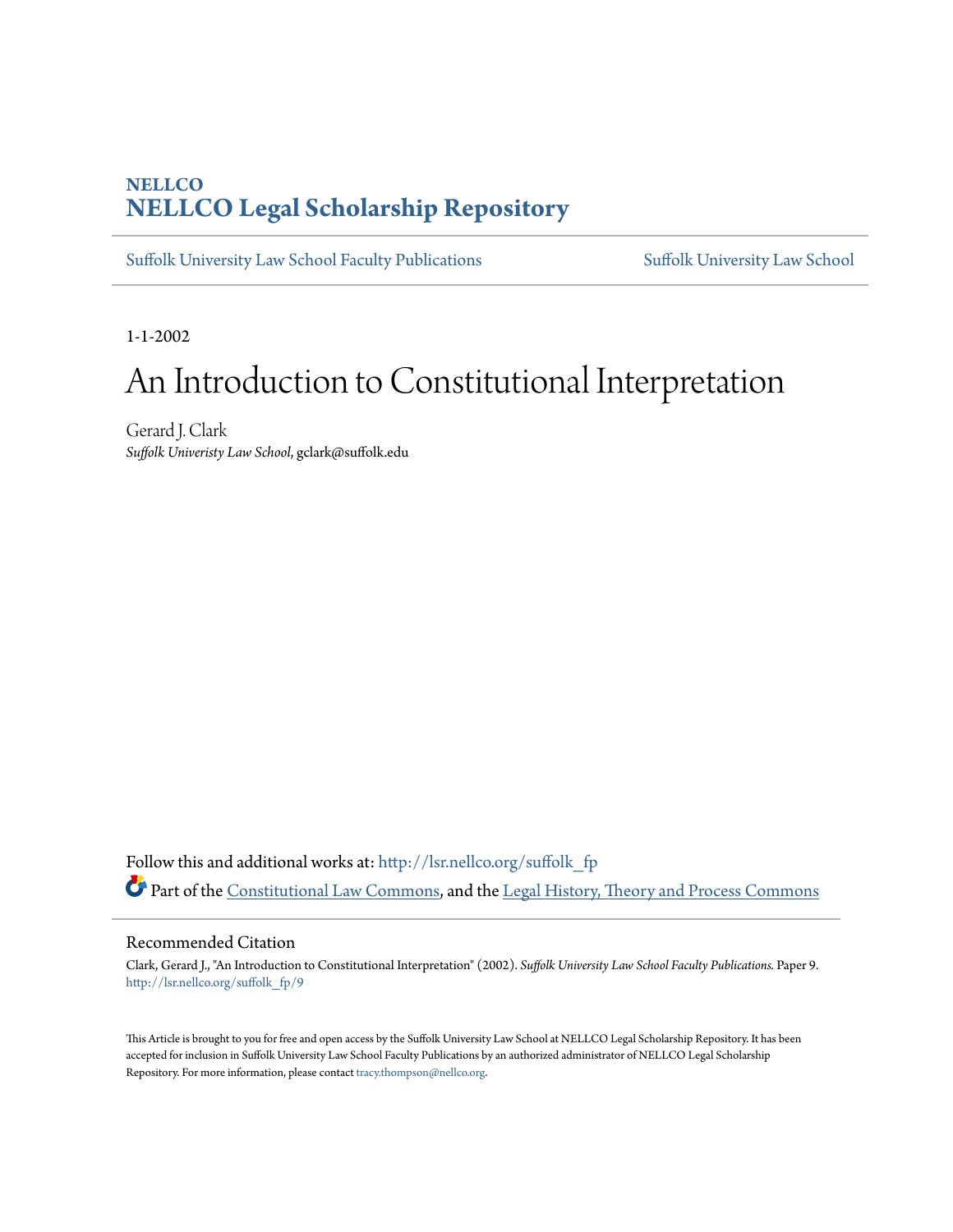NELLCO

**NELLCO Legal Scholarship Repository**

Suffolk University Law School Faculty Publications | Suffolk University Law School

1-1-2002

# An Introduction to Constitutional Interpretation

Gerard J. Clark

*Suffolk Univeristy Law School*, gclark@suffolk.edu

Follow this and additional works at: http://lsr.nellco.org/suffolk_fp

Part of the Constitutional Law Commons, and the Legal History, Theory and Process Commons

## Recommended Citation

Clark, Gerard J., "An Introduction to Constitutional Interpretation" (2002). *Suffolk University Law School Faculty Publications.* Paper 9. http://lsr.nellco.org/suffolk_fp/9

This Article is brought to you for free and open access by the Suffolk University Law School at NELLCO Legal Scholarship Repository. It has been accepted for inclusion in Suffolk University Law School Faculty Publications by an authorized administrator of NELLCO Legal Scholarship Repository. For more information, please contact tracy.thompson@nellco.org.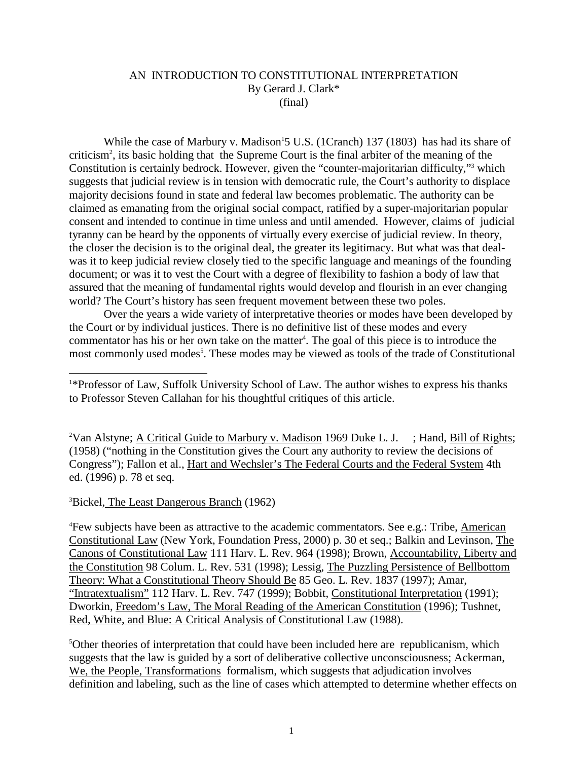AN INTRODUCTION TO CONSTITUTIONAL INTERPRETATION
By Gerard J. Clark*
(final)

While the case of Marbury v. Madison[1]5 U.S. (1Cranch) 137 (1803) has had its share of criticism[2], its basic holding that the Supreme Court is the final arbiter of the meaning of the Constitution is certainly bedrock. However, given the "counter-majoritarian difficulty,"[3] which suggests that judicial review is in tension with democratic rule, the Court's authority to displace majority decisions found in state and federal law becomes problematic. The authority can be claimed as emanating from the original social compact, ratified by a super-majoritarian popular consent and intended to continue in time unless and until amended. However, claims of judicial tyranny can be heard by the opponents of virtually every exercise of judicial review. In theory, the closer the decision is to the original deal, the greater its legitimacy. But what was that deal- was it to keep judicial review closely tied to the specific language and meanings of the founding document; or was it to vest the Court with a degree of flexibility to fashion a body of law that assured that the meaning of fundamental rights would develop and flourish in an ever changing world? The Court's history has seen frequent movement between these two poles.

Over the years a wide variety of interpretative theories or modes have been developed by the Court or by individual justices. There is no definitive list of these modes and every commentator has his or her own take on the matter[4]. The goal of this piece is to introduce the most commonly used modes[5]. These modes may be viewed as tools of the trade of Constitutional

---

[1]*Professor of Law, Suffolk University School of Law. The author wishes to express his thanks to Professor Steven Callahan for his thoughtful critiques of this article.

[2]Van Alstyne; A Critical Guide to Marbury v. Madison 1969 Duke L. J. ; Hand, Bill of Rights; (1958) ("nothing in the Constitution gives the Court any authority to review the decisions of Congress"); Fallon et al., Hart and Wechsler's The Federal Courts and the Federal System 4th ed. (1996) p. 78 et seq.

[3]Bickel, The Least Dangerous Branch (1962)

[4]Few subjects have been as attractive to the academic commentators. See e.g.: Tribe, American Constitutional Law (New York, Foundation Press, 2000) p. 30 et seq.; Balkin and Levinson, The Canons of Constitutional Law 111 Harv. L. Rev. 964 (1998); Brown, Accountability, Liberty and the Constitution 98 Colum. L. Rev. 531 (1998); Lessig, The Puzzling Persistence of Bellbottom Theory: What a Constitutional Theory Should Be 85 Geo. L. Rev. 1837 (1997); Amar, "Intratextualism" 112 Harv. L. Rev. 747 (1999); Bobbit, Constitutional Interpretation (1991); Dworkin, Freedom's Law, The Moral Reading of the American Constitution (1996); Tushnet, Red, White, and Blue: A Critical Analysis of Constitutional Law (1988).

[5]Other theories of interpretation that could have been included here are republicanism, which suggests that the law is guided by a sort of deliberative collective unconsciousness; Ackerman, We, the People, Transformations formalism, which suggests that adjudication involves definition and labeling, such as the line of cases which attempted to determine whether effects on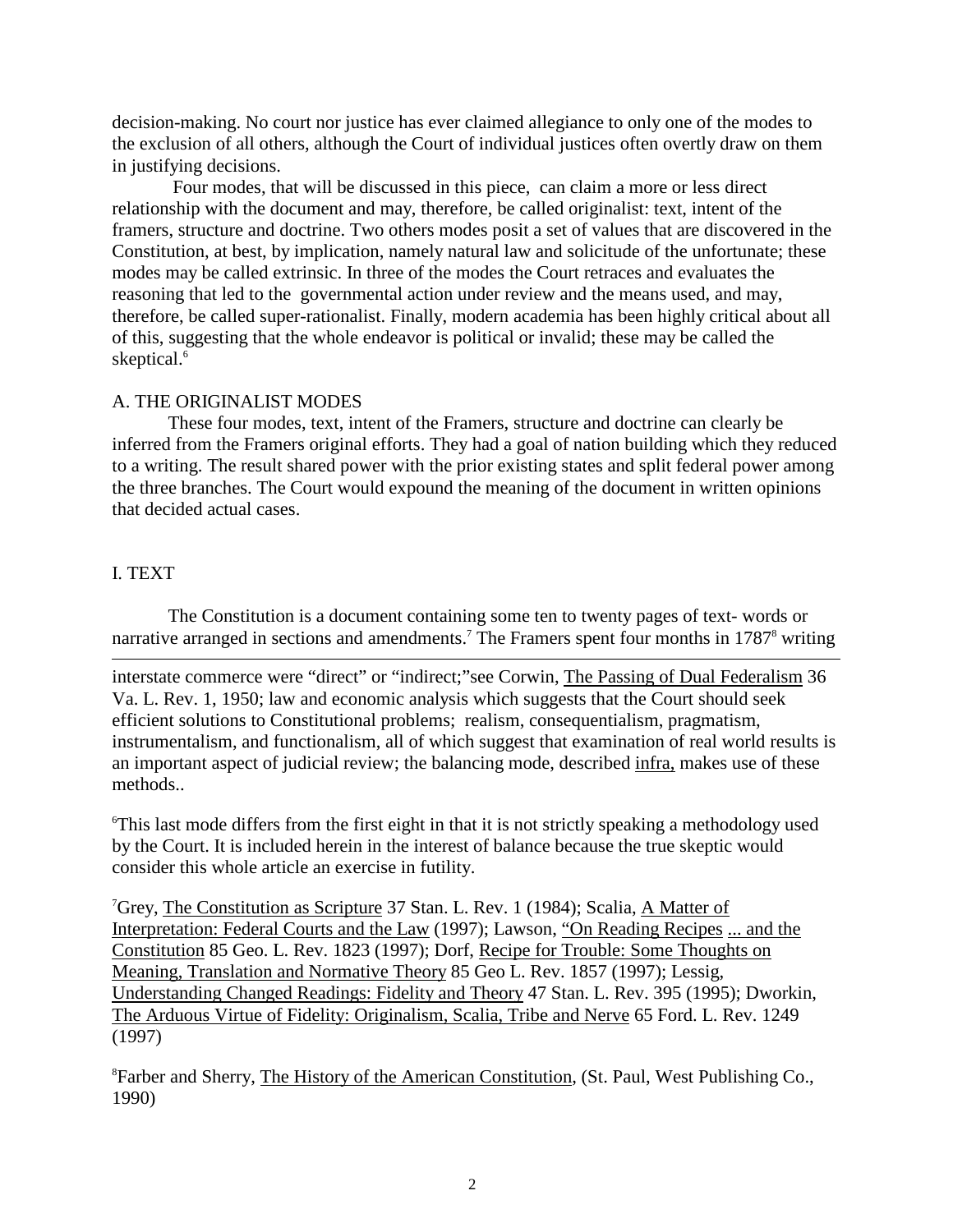decision-making. No court nor justice has ever claimed allegiance to only one of the modes to the exclusion of all others, although the Court of individual justices often overtly draw on them in justifying decisions.

Four modes, that will be discussed in this piece, can claim a more or less direct relationship with the document and may, therefore, be called originalist: text, intent of the framers, structure and doctrine. Two others modes posit a set of values that are discovered in the Constitution, at best, by implication, namely natural law and solicitude of the unfortunate; these modes may be called extrinsic. In three of the modes the Court retraces and evaluates the reasoning that led to the governmental action under review and the means used, and may, therefore, be called super-rationalist. Finally, modern academia has been highly critical about all of this, suggesting that the whole endeavor is political or invalid; these may be called the skeptical.[6]

## A. THE ORIGINALIST MODES

These four modes, text, intent of the Framers, structure and doctrine can clearly be inferred from the Framers original efforts. They had a goal of nation building which they reduced to a writing. The result shared power with the prior existing states and split federal power among the three branches. The Court would expound the meaning of the document in written opinions that decided actual cases.

### I. TEXT

The Constitution is a document containing some ten to twenty pages of text- words or narrative arranged in sections and amendments.[7] The Framers spent four months in 1787[8] writing

---

interstate commerce were "direct" or "indirect;"see Corwin, The Passing of Dual Federalism 36 Va. L. Rev. 1, 1950; law and economic analysis which suggests that the Court should seek efficient solutions to Constitutional problems; realism, consequentialism, pragmatism, instrumentalism, and functionalism, all of which suggest that examination of real world results is an important aspect of judicial review; the balancing mode, described infra, makes use of these methods..

[6]This last mode differs from the first eight in that it is not strictly speaking a methodology used by the Court. It is included herein in the interest of balance because the true skeptic would consider this whole article an exercise in futility.

[7]Grey, The Constitution as Scripture 37 Stan. L. Rev. 1 (1984); Scalia, A Matter of Interpretation: Federal Courts and the Law (1997); Lawson, "On Reading Recipes ... and the Constitution 85 Geo. L. Rev. 1823 (1997); Dorf, Recipe for Trouble: Some Thoughts on Meaning, Translation and Normative Theory 85 Geo L. Rev. 1857 (1997); Lessig, Understanding Changed Readings: Fidelity and Theory 47 Stan. L. Rev. 395 (1995); Dworkin, The Arduous Virtue of Fidelity: Originalism, Scalia, Tribe and Nerve 65 Ford. L. Rev. 1249 (1997)

[8]Farber and Sherry, The History of the American Constitution, (St. Paul, West Publishing Co., 1990)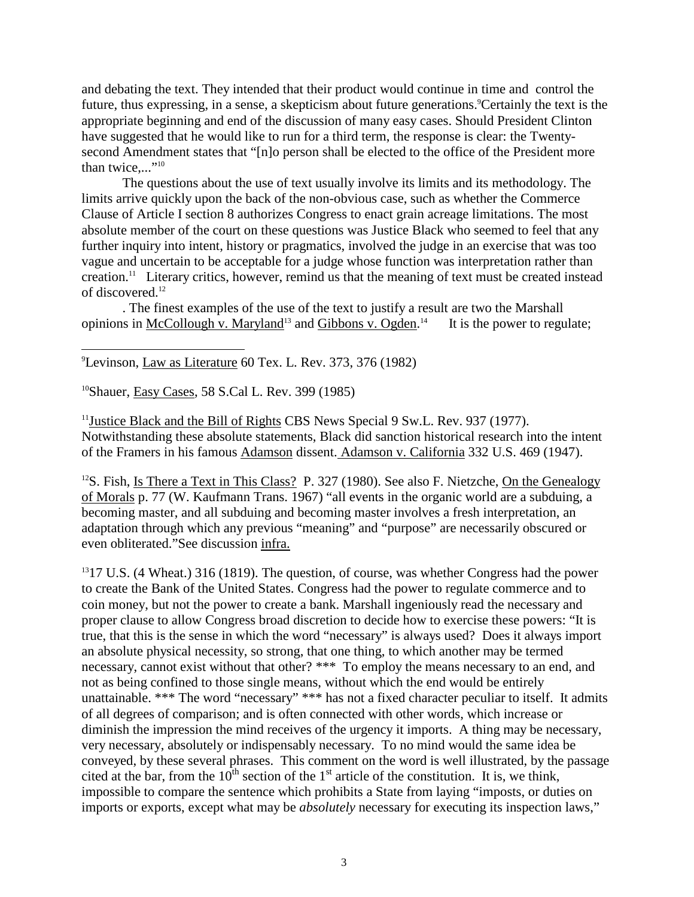and debating the text. They intended that their product would continue in time and control the future, thus expressing, in a sense, a skepticism about future generations.[9] Certainly the text is the appropriate beginning and end of the discussion of many easy cases. Should President Clinton have suggested that he would like to run for a third term, the response is clear: the Twenty-second Amendment states that "[n]o person shall be elected to the office of the President more than twice,..."[10]

The questions about the use of text usually involve its limits and its methodology. The limits arrive quickly upon the back of the non-obvious case, such as whether the Commerce Clause of Article I section 8 authorizes Congress to enact grain acreage limitations. The most absolute member of the court on these questions was Justice Black who seemed to feel that any further inquiry into intent, history or pragmatics, involved the judge in an exercise that was too vague and uncertain to be acceptable for a judge whose function was interpretation rather than creation.[11] Literary critics, however, remind us that the meaning of text must be created instead of discovered.[12]

. The finest examples of the use of the text to justify a result are two the Marshall opinions in McCollough v. Maryland[13] and Gibbons v. Ogden.[14] It is the power to regulate;

---

[9]Levinson, Law as Literature 60 Tex. L. Rev. 373, 376 (1982)

[10]Shauer, Easy Cases, 58 S.Cal L. Rev. 399 (1985)

[11]Justice Black and the Bill of Rights CBS News Special 9 Sw.L. Rev. 937 (1977). Notwithstanding these absolute statements, Black did sanction historical research into the intent of the Framers in his famous Adamson dissent. Adamson v. California 332 U.S. 469 (1947).

[12]S. Fish, Is There a Text in This Class? P. 327 (1980). See also F. Nietzche, On the Genealogy of Morals p. 77 (W. Kaufmann Trans. 1967) "all events in the organic world are a subduing, a becoming master, and all subduing and becoming master involves a fresh interpretation, an adaptation through which any previous "meaning" and "purpose" are necessarily obscured or even obliterated."See discussion infra.

[13]17 U.S. (4 Wheat.) 316 (1819). The question, of course, was whether Congress had the power to create the Bank of the United States. Congress had the power to regulate commerce and to coin money, but not the power to create a bank. Marshall ingeniously read the necessary and proper clause to allow Congress broad discretion to decide how to exercise these powers: "It is true, that this is the sense in which the word "necessary" is always used? Does it always import an absolute physical necessity, so strong, that one thing, to which another may be termed necessary, cannot exist without that other? *** To employ the means necessary to an end, and not as being confined to those single means, without which the end would be entirely unattainable. *** The word "necessary" *** has not a fixed character peculiar to itself. It admits of all degrees of comparison; and is often connected with other words, which increase or diminish the impression the mind receives of the urgency it imports. A thing may be necessary, very necessary, absolutely or indispensably necessary. To no mind would the same idea be conveyed, by these several phrases. This comment on the word is well illustrated, by the passage cited at the bar, from the 10th section of the 1st article of the constitution. It is, we think, impossible to compare the sentence which prohibits a State from laying "imposts, or duties on imports or exports, except what may be *absolutely* necessary for executing its inspection laws,"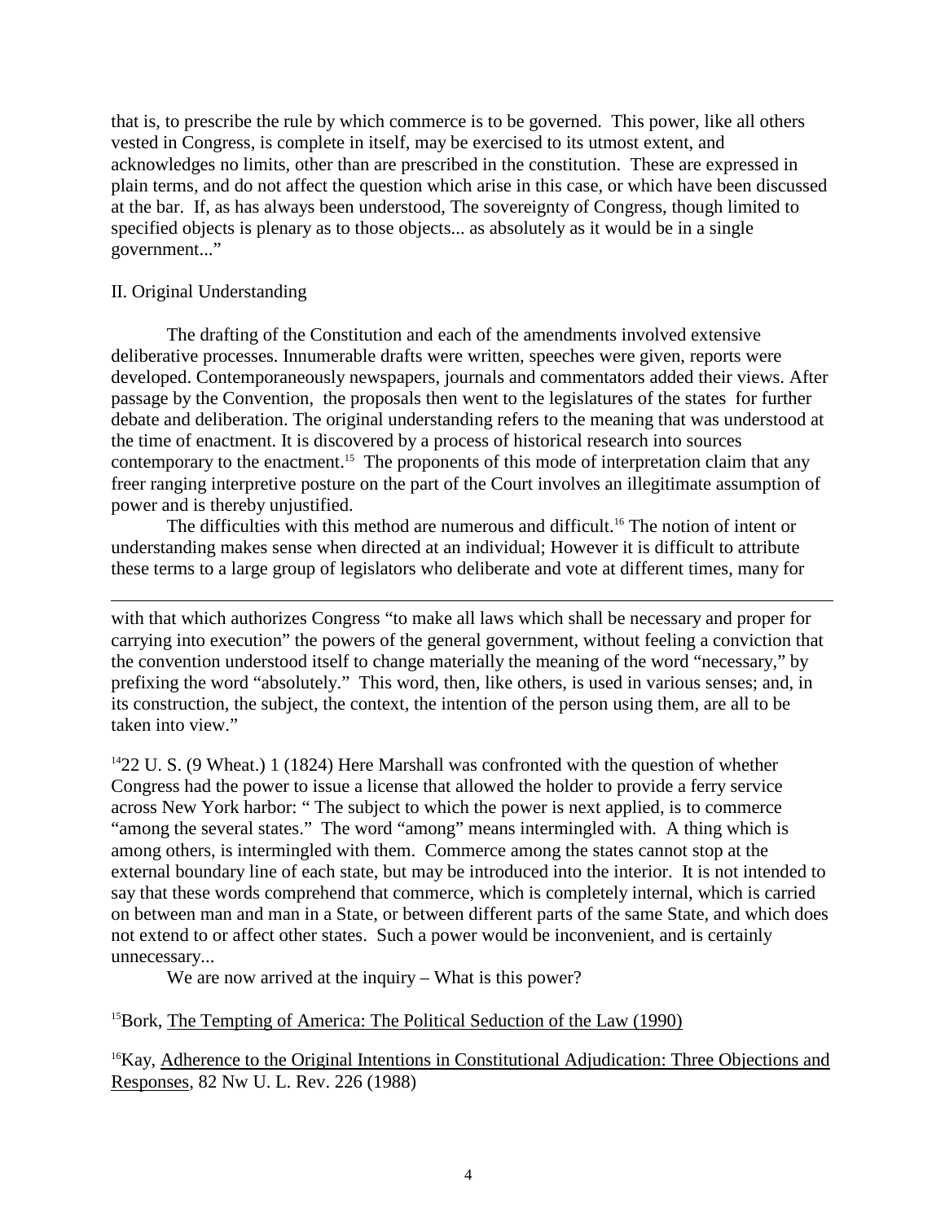that is, to prescribe the rule by which commerce is to be governed. This power, like all others vested in Congress, is complete in itself, may be exercised to its utmost extent, and acknowledges no limits, other than are prescribed in the constitution. These are expressed in plain terms, and do not affect the question which arise in this case, or which have been discussed at the bar. If, as has always been understood, The sovereignty of Congress, though limited to specified objects is plenary as to those objects... as absolutely as it would be in a single government..."

II. Original Understanding

The drafting of the Constitution and each of the amendments involved extensive deliberative processes. Innumerable drafts were written, speeches were given, reports were developed. Contemporaneously newspapers, journals and commentators added their views. After passage by the Convention, the proposals then went to the legislatures of the states for further debate and deliberation. The original understanding refers to the meaning that was understood at the time of enactment. It is discovered by a process of historical research into sources contemporary to the enactment.[15] The proponents of this mode of interpretation claim that any freer ranging interpretive posture on the part of the Court involves an illegitimate assumption of power and is thereby unjustified.

The difficulties with this method are numerous and difficult.[16] The notion of intent or understanding makes sense when directed at an individual; However it is difficult to attribute these terms to a large group of legislators who deliberate and vote at different times, many for

---

with that which authorizes Congress "to make all laws which shall be necessary and proper for carrying into execution" the powers of the general government, without feeling a conviction that the convention understood itself to change materially the meaning of the word "necessary," by prefixing the word "absolutely." This word, then, like others, is used in various senses; and, in its construction, the subject, the context, the intention of the person using them, are all to be taken into view."

[14] 22 U. S. (9 Wheat.) 1 (1824) Here Marshall was confronted with the question of whether Congress had the power to issue a license that allowed the holder to provide a ferry service across New York harbor: " The subject to which the power is next applied, is to commerce "among the several states." The word "among" means intermingled with. A thing which is among others, is intermingled with them. Commerce among the states cannot stop at the external boundary line of each state, but may be introduced into the interior. It is not intended to say that these words comprehend that commerce, which is completely internal, which is carried on between man and man in a State, or between different parts of the same State, and which does not extend to or affect other states. Such a power would be inconvenient, and is certainly unnecessary...

We are now arrived at the inquiry – What is this power?

[15] Bork, The Tempting of America: The Political Seduction of the Law (1990)

[16] Kay, Adherence to the Original Intentions in Constitutional Adjudication: Three Objections and Responses, 82 Nw U. L. Rev. 226 (1988)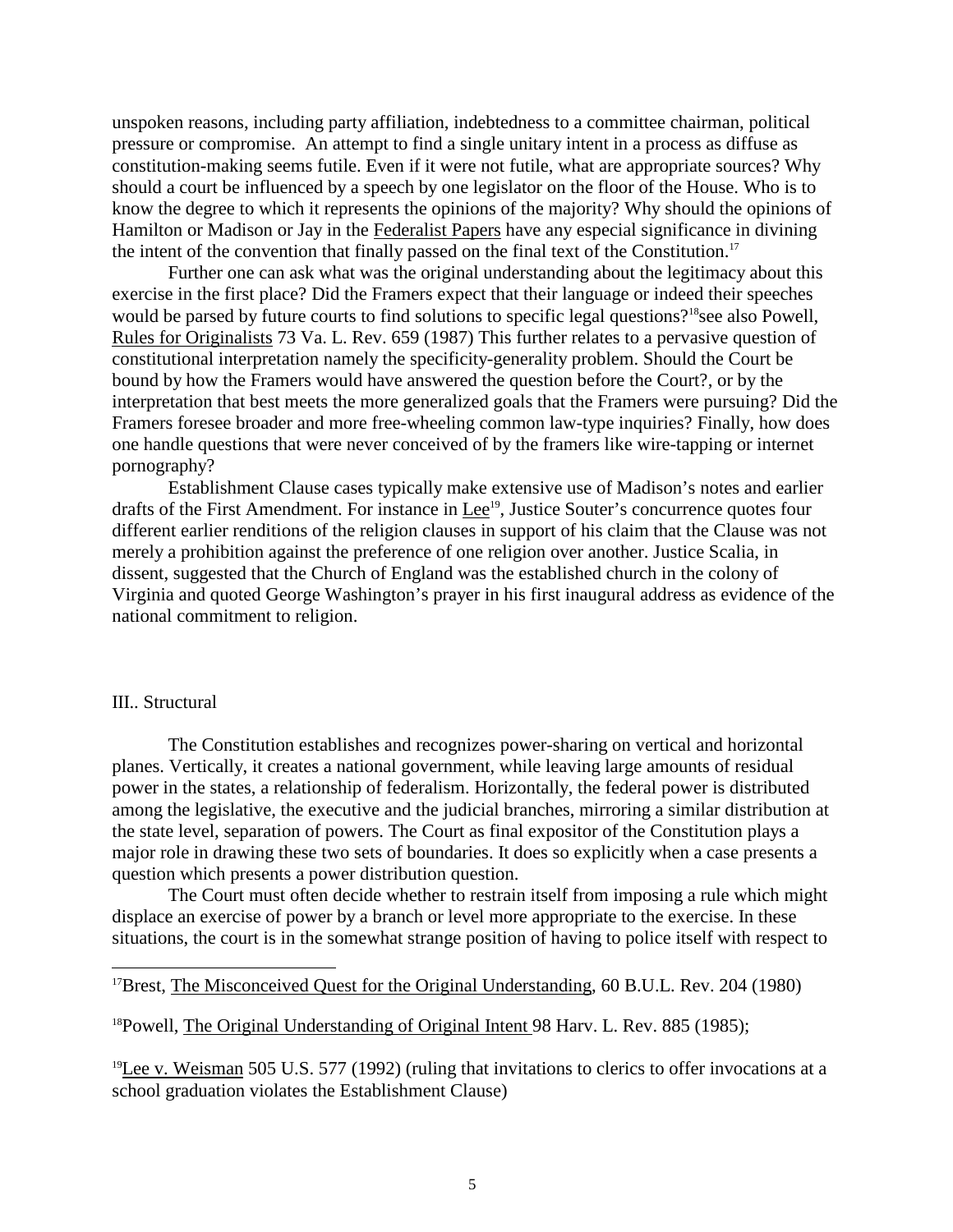unspoken reasons, including party affiliation, indebtedness to a committee chairman, political pressure or compromise. An attempt to find a single unitary intent in a process as diffuse as constitution-making seems futile. Even if it were not futile, what are appropriate sources? Why should a court be influenced by a speech by one legislator on the floor of the House. Who is to know the degree to which it represents the opinions of the majority? Why should the opinions of Hamilton or Madison or Jay in the Federalist Papers have any especial significance in divining the intent of the convention that finally passed on the final text of the Constitution.[17]

Further one can ask what was the original understanding about the legitimacy about this exercise in the first place? Did the Framers expect that their language or indeed their speeches would be parsed by future courts to find solutions to specific legal questions?[18]see also Powell, Rules for Originalists 73 Va. L. Rev. 659 (1987) This further relates to a pervasive question of constitutional interpretation namely the specificity-generality problem. Should the Court be bound by how the Framers would have answered the question before the Court?, or by the interpretation that best meets the more generalized goals that the Framers were pursuing? Did the Framers foresee broader and more free-wheeling common law-type inquiries? Finally, how does one handle questions that were never conceived of by the framers like wire-tapping or internet pornography?

Establishment Clause cases typically make extensive use of Madison's notes and earlier drafts of the First Amendment. For instance in Lee[19], Justice Souter's concurrence quotes four different earlier renditions of the religion clauses in support of his claim that the Clause was not merely a prohibition against the preference of one religion over another. Justice Scalia, in dissent, suggested that the Church of England was the established church in the colony of Virginia and quoted George Washington's prayer in his first inaugural address as evidence of the national commitment to religion.

## III.. Structural

The Constitution establishes and recognizes power-sharing on vertical and horizontal planes. Vertically, it creates a national government, while leaving large amounts of residual power in the states, a relationship of federalism. Horizontally, the federal power is distributed among the legislative, the executive and the judicial branches, mirroring a similar distribution at the state level, separation of powers. The Court as final expositor of the Constitution plays a major role in drawing these two sets of boundaries. It does so explicitly when a case presents a question which presents a power distribution question.

The Court must often decide whether to restrain itself from imposing a rule which might displace an exercise of power by a branch or level more appropriate to the exercise. In these situations, the court is in the somewhat strange position of having to police itself with respect to

---

[17]Brest, The Misconceived Quest for the Original Understanding, 60 B.U.L. Rev. 204 (1980)

[18]Powell, The Original Understanding of Original Intent 98 Harv. L. Rev. 885 (1985);

[19]Lee v. Weisman 505 U.S. 577 (1992) (ruling that invitations to clerics to offer invocations at a school graduation violates the Establishment Clause)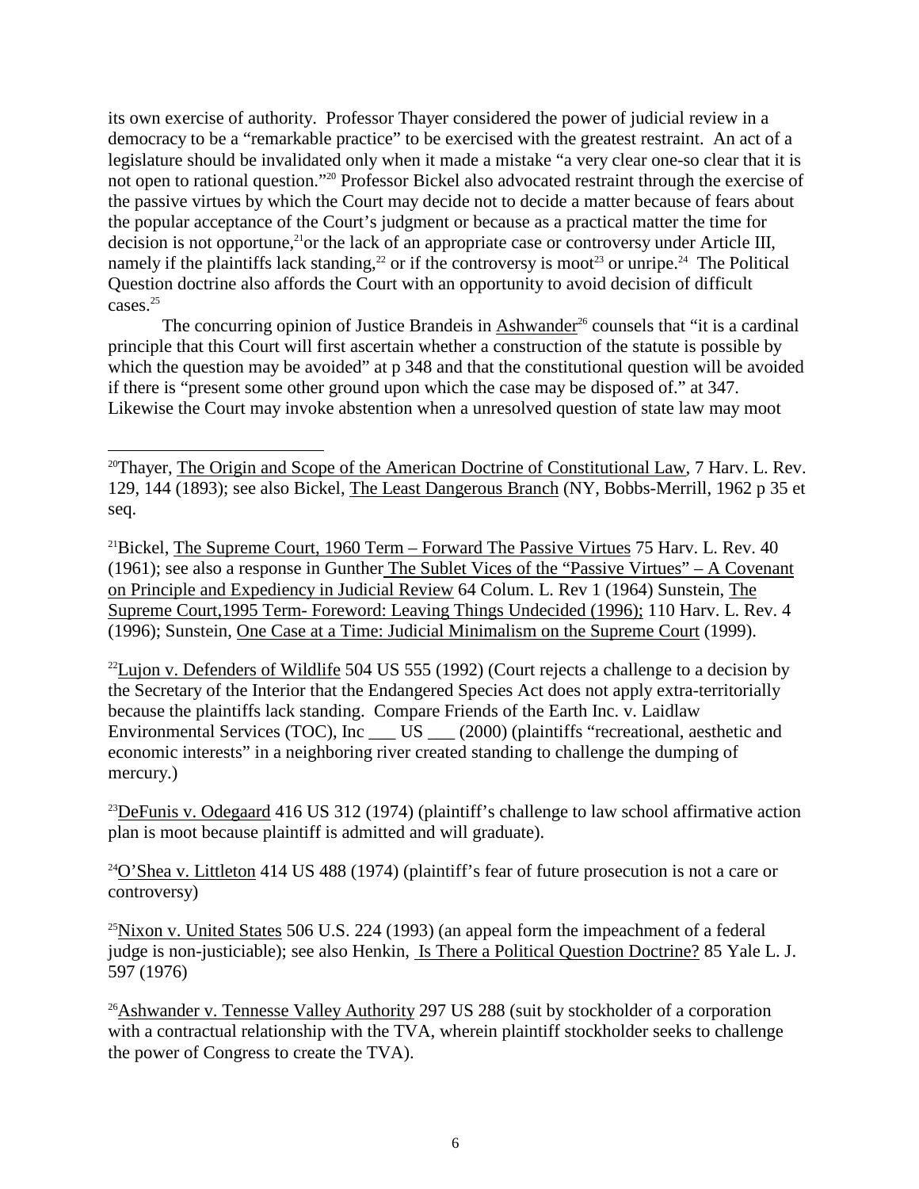its own exercise of authority. Professor Thayer considered the power of judicial review in a democracy to be a "remarkable practice" to be exercised with the greatest restraint. An act of a legislature should be invalidated only when it made a mistake "a very clear one-so clear that it is not open to rational question."[20] Professor Bickel also advocated restraint through the exercise of the passive virtues by which the Court may decide not to decide a matter because of fears about the popular acceptance of the Court's judgment or because as a practical matter the time for decision is not opportune,[21]or the lack of an appropriate case or controversy under Article III, namely if the plaintiffs lack standing,[22] or if the controversy is moot[23] or unripe.[24] The Political Question doctrine also affords the Court with an opportunity to avoid decision of difficult cases.[25]

The concurring opinion of Justice Brandeis in Ashwander[26] counsels that "it is a cardinal principle that this Court will first ascertain whether a construction of the statute is possible by which the question may be avoided" at p 348 and that the constitutional question will be avoided if there is "present some other ground upon which the case may be disposed of." at 347. Likewise the Court may invoke abstention when a unresolved question of state law may moot

---

[20]Thayer, The Origin and Scope of the American Doctrine of Constitutional Law, 7 Harv. L. Rev. 129, 144 (1893); see also Bickel, The Least Dangerous Branch (NY, Bobbs-Merrill, 1962 p 35 et seq.

[21]Bickel, The Supreme Court, 1960 Term – Forward The Passive Virtues 75 Harv. L. Rev. 40 (1961); see also a response in Gunther The Sublet Vices of the "Passive Virtues" – A Covenant on Principle and Expediency in Judicial Review 64 Colum. L. Rev 1 (1964) Sunstein, The Supreme Court,1995 Term- Foreword: Leaving Things Undecided (1996); 110 Harv. L. Rev. 4 (1996); Sunstein, One Case at a Time: Judicial Minimalism on the Supreme Court (1999).

[22]Lujon v. Defenders of Wildlife 504 US 555 (1992) (Court rejects a challenge to a decision by the Secretary of the Interior that the Endangered Species Act does not apply extra-territorially because the plaintiffs lack standing. Compare Friends of the Earth Inc. v. Laidlaw Environmental Services (TOC), Inc ___ US ___ (2000) (plaintiffs "recreational, aesthetic and economic interests" in a neighboring river created standing to challenge the dumping of mercury.)

[23]DeFunis v. Odegaard 416 US 312 (1974) (plaintiff's challenge to law school affirmative action plan is moot because plaintiff is admitted and will graduate).

[24]O'Shea v. Littleton 414 US 488 (1974) (plaintiff's fear of future prosecution is not a care or controversy)

[25]Nixon v. United States 506 U.S. 224 (1993) (an appeal form the impeachment of a federal judge is non-justiciable); see also Henkin, Is There a Political Question Doctrine? 85 Yale L. J. 597 (1976)

[26]Ashwander v. Tennesse Valley Authority 297 US 288 (suit by stockholder of a corporation with a contractual relationship with the TVA, wherein plaintiff stockholder seeks to challenge the power of Congress to create the TVA).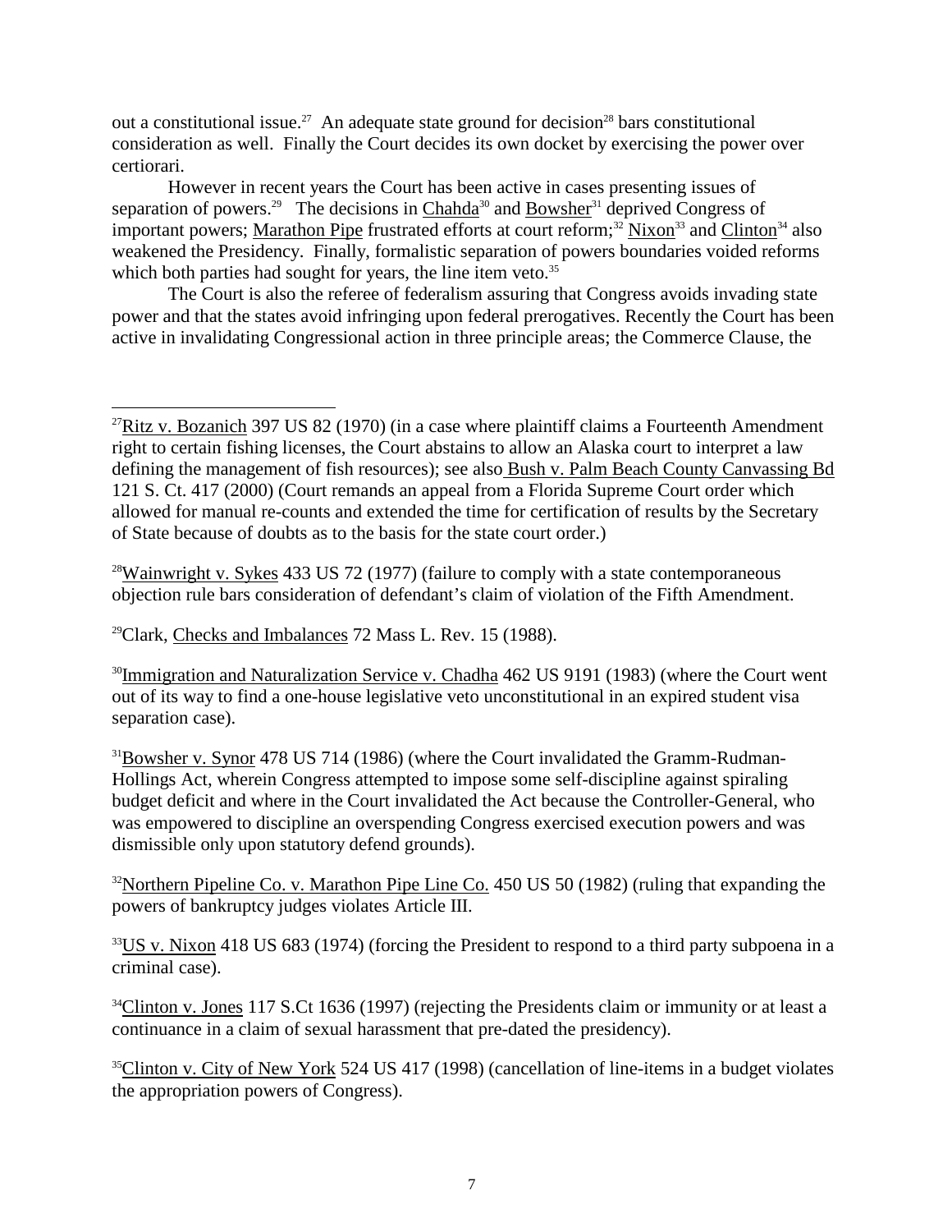out a constitutional issue.[27] An adequate state ground for decision[28] bars constitutional consideration as well. Finally the Court decides its own docket by exercising the power over certiorari.

However in recent years the Court has been active in cases presenting issues of separation of powers.[29] The decisions in Chahda[30] and Bowsher[31] deprived Congress of important powers; Marathon Pipe frustrated efforts at court reform;[32] Nixon[33] and Clinton[34] also weakened the Presidency. Finally, formalistic separation of powers boundaries voided reforms which both parties had sought for years, the line item veto.[35]

The Court is also the referee of federalism assuring that Congress avoids invading state power and that the states avoid infringing upon federal prerogatives. Recently the Court has been active in invalidating Congressional action in three principle areas; the Commerce Clause, the

---

[27] Ritz v. Bozanich 397 US 82 (1970) (in a case where plaintiff claims a Fourteenth Amendment right to certain fishing licenses, the Court abstains to allow an Alaska court to interpret a law defining the management of fish resources); see also Bush v. Palm Beach County Canvassing Bd 121 S. Ct. 417 (2000) (Court remands an appeal from a Florida Supreme Court order which allowed for manual re-counts and extended the time for certification of results by the Secretary of State because of doubts as to the basis for the state court order.)

[28] Wainwright v. Sykes 433 US 72 (1977) (failure to comply with a state contemporaneous objection rule bars consideration of defendant's claim of violation of the Fifth Amendment.

[29] Clark, Checks and Imbalances 72 Mass L. Rev. 15 (1988).

[30] Immigration and Naturalization Service v. Chadha 462 US 9191 (1983) (where the Court went out of its way to find a one-house legislative veto unconstitutional in an expired student visa separation case).

[31] Bowsher v. Synor 478 US 714 (1986) (where the Court invalidated the Gramm-Rudman-Hollings Act, wherein Congress attempted to impose some self-discipline against spiraling budget deficit and where in the Court invalidated the Act because the Controller-General, who was empowered to discipline an overspending Congress exercised execution powers and was dismissible only upon statutory defend grounds).

[32] Northern Pipeline Co. v. Marathon Pipe Line Co. 450 US 50 (1982) (ruling that expanding the powers of bankruptcy judges violates Article III.

[33] US v. Nixon 418 US 683 (1974) (forcing the President to respond to a third party subpoena in a criminal case).

[34] Clinton v. Jones 117 S.Ct 1636 (1997) (rejecting the Presidents claim or immunity or at least a continuance in a claim of sexual harassment that pre-dated the presidency).

[35] Clinton v. City of New York 524 US 417 (1998) (cancellation of line-items in a budget violates the appropriation powers of Congress).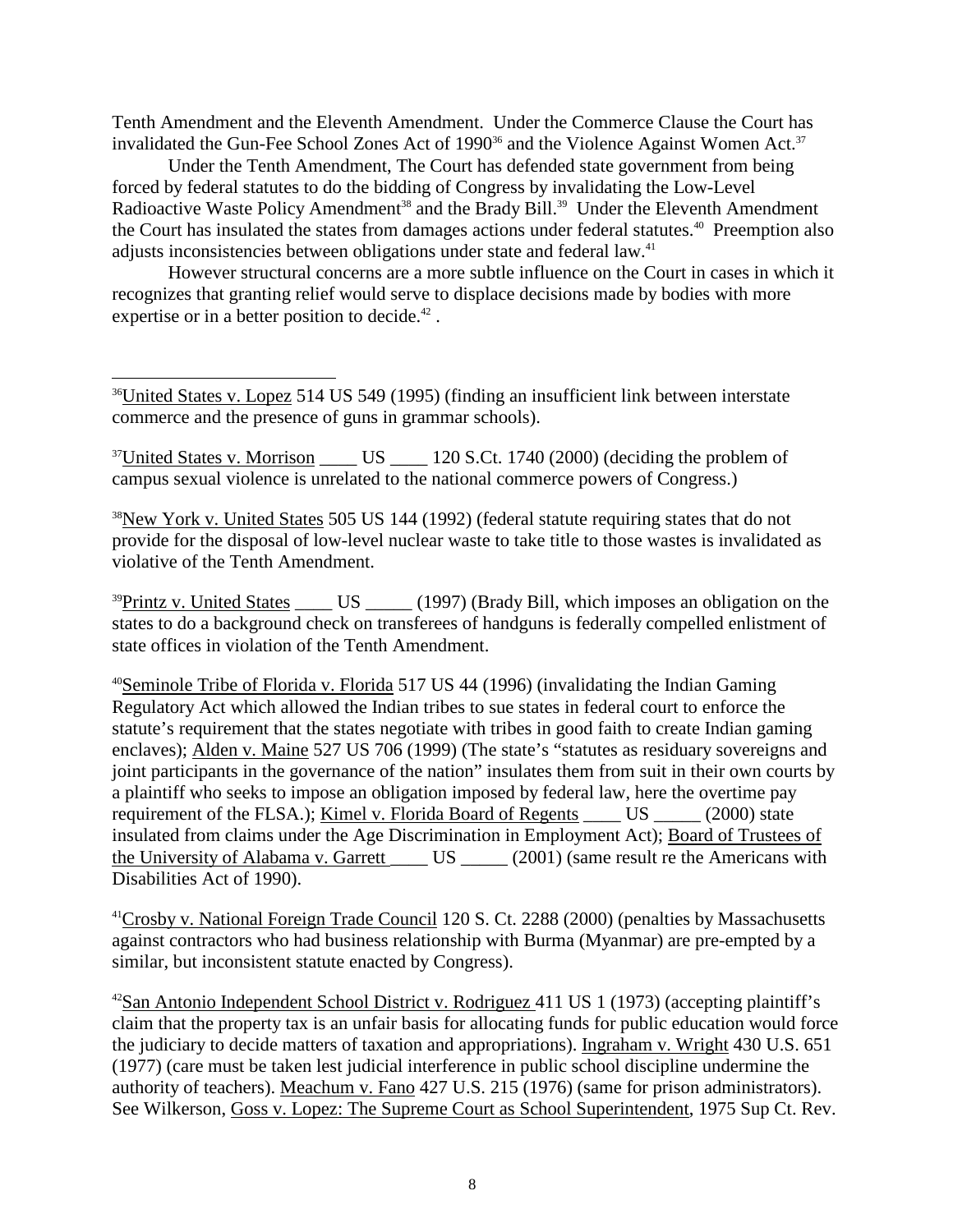Tenth Amendment and the Eleventh Amendment. Under the Commerce Clause the Court has invalidated the Gun-Fee School Zones Act of 1990[36] and the Violence Against Women Act.[37]

Under the Tenth Amendment, The Court has defended state government from being forced by federal statutes to do the bidding of Congress by invalidating the Low-Level Radioactive Waste Policy Amendment[38] and the Brady Bill.[39] Under the Eleventh Amendment the Court has insulated the states from damages actions under federal statutes.[40] Preemption also adjusts inconsistencies between obligations under state and federal law.[41]

However structural concerns are a more subtle influence on the Court in cases in which it recognizes that granting relief would serve to displace decisions made by bodies with more expertise or in a better position to decide.[42] .

---

[36]United States v. Lopez 514 US 549 (1995) (finding an insufficient link between interstate commerce and the presence of guns in grammar schools).

[37]United States v. Morrison ____ US ____ 120 S.Ct. 1740 (2000) (deciding the problem of campus sexual violence is unrelated to the national commerce powers of Congress.)

[38]New York v. United States 505 US 144 (1992) (federal statute requiring states that do not provide for the disposal of low-level nuclear waste to take title to those wastes is invalidated as violative of the Tenth Amendment.

[39]Printz v. United States ____ US _____ (1997) (Brady Bill, which imposes an obligation on the states to do a background check on transferees of handguns is federally compelled enlistment of state offices in violation of the Tenth Amendment.

[40]Seminole Tribe of Florida v. Florida 517 US 44 (1996) (invalidating the Indian Gaming Regulatory Act which allowed the Indian tribes to sue states in federal court to enforce the statute's requirement that the states negotiate with tribes in good faith to create Indian gaming enclaves); Alden v. Maine 527 US 706 (1999) (The state's "statutes as residuary sovereigns and joint participants in the governance of the nation" insulates them from suit in their own courts by a plaintiff who seeks to impose an obligation imposed by federal law, here the overtime pay requirement of the FLSA.); Kimel v. Florida Board of Regents ____ US _____ (2000) state insulated from claims under the Age Discrimination in Employment Act); Board of Trustees of the University of Alabama v. Garrett ____ US _____ (2001) (same result re the Americans with Disabilities Act of 1990).

[41]Crosby v. National Foreign Trade Council 120 S. Ct. 2288 (2000) (penalties by Massachusetts against contractors who had business relationship with Burma (Myanmar) are pre-empted by a similar, but inconsistent statute enacted by Congress).

[42]San Antonio Independent School District v. Rodriguez 411 US 1 (1973) (accepting plaintiff's claim that the property tax is an unfair basis for allocating funds for public education would force the judiciary to decide matters of taxation and appropriations). Ingraham v. Wright 430 U.S. 651 (1977) (care must be taken lest judicial interference in public school discipline undermine the authority of teachers). Meachum v. Fano 427 U.S. 215 (1976) (same for prison administrators). See Wilkerson, Goss v. Lopez: The Supreme Court as School Superintendent, 1975 Sup Ct. Rev.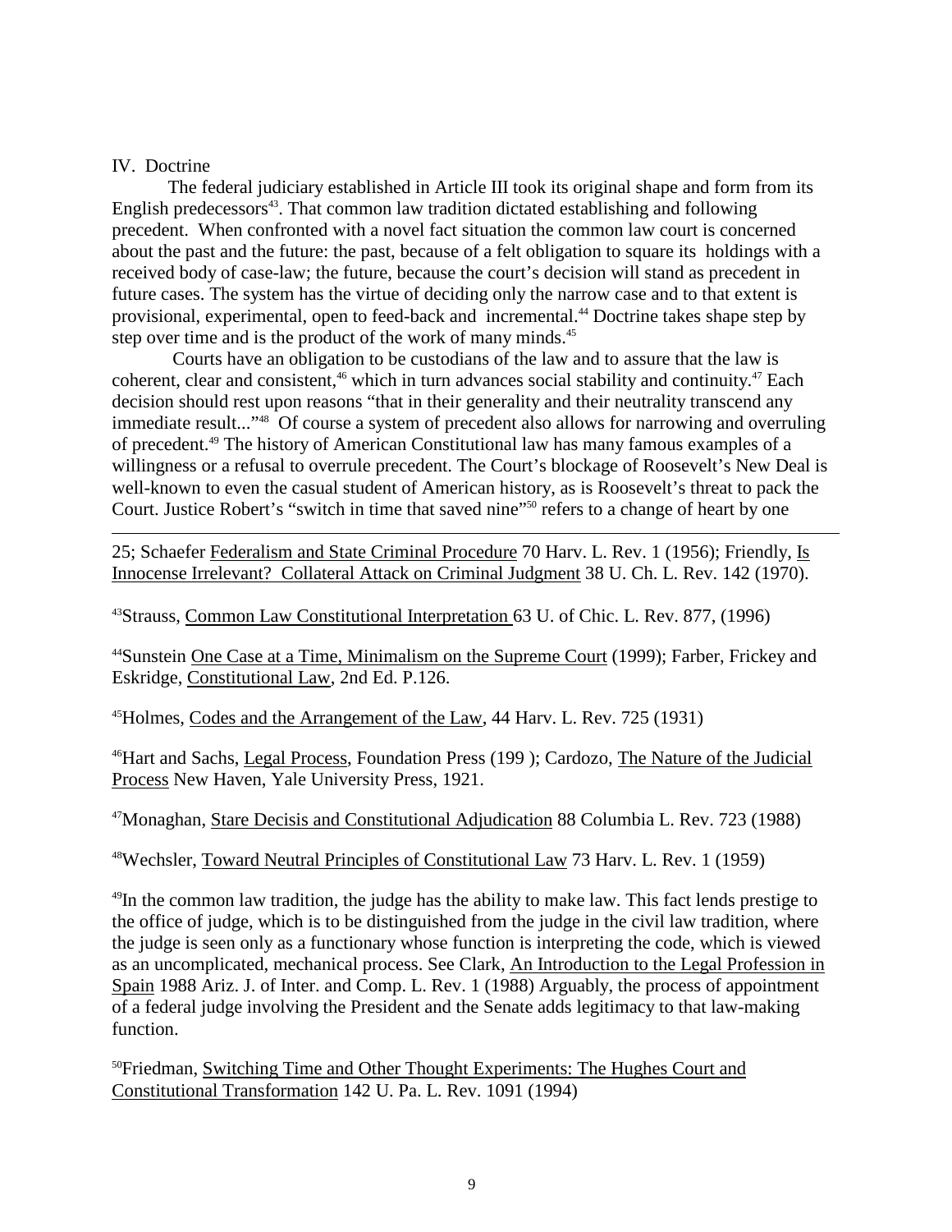IV. Doctrine

The federal judiciary established in Article III took its original shape and form from its English predecessors[43]. That common law tradition dictated establishing and following precedent. When confronted with a novel fact situation the common law court is concerned about the past and the future: the past, because of a felt obligation to square its holdings with a received body of case-law; the future, because the court's decision will stand as precedent in future cases. The system has the virtue of deciding only the narrow case and to that extent is provisional, experimental, open to feed-back and incremental.[44] Doctrine takes shape step by step over time and is the product of the work of many minds.[45]

Courts have an obligation to be custodians of the law and to assure that the law is coherent, clear and consistent,[46] which in turn advances social stability and continuity.[47] Each decision should rest upon reasons "that in their generality and their neutrality transcend any immediate result..."[48] Of course a system of precedent also allows for narrowing and overruling of precedent.[49] The history of American Constitutional law has many famous examples of a willingness or a refusal to overrule precedent. The Court's blockage of Roosevelt's New Deal is well-known to even the casual student of American history, as is Roosevelt's threat to pack the Court. Justice Robert's "switch in time that saved nine"[50] refers to a change of heart by one

---

25; Schaefer Federalism and State Criminal Procedure 70 Harv. L. Rev. 1 (1956); Friendly, Is Innocense Irrelevant? Collateral Attack on Criminal Judgment 38 U. Ch. L. Rev. 142 (1970).

[43]Strauss, Common Law Constitutional Interpretation 63 U. of Chic. L. Rev. 877, (1996)

[44]Sunstein One Case at a Time, Minimalism on the Supreme Court (1999); Farber, Frickey and Eskridge, Constitutional Law, 2nd Ed. P.126.

[45]Holmes, Codes and the Arrangement of the Law, 44 Harv. L. Rev. 725 (1931)

[46]Hart and Sachs, Legal Process, Foundation Press (199 ); Cardozo, The Nature of the Judicial Process New Haven, Yale University Press, 1921.

[47]Monaghan, Stare Decisis and Constitutional Adjudication 88 Columbia L. Rev. 723 (1988)

[48]Wechsler, Toward Neutral Principles of Constitutional Law 73 Harv. L. Rev. 1 (1959)

[49]In the common law tradition, the judge has the ability to make law. This fact lends prestige to the office of judge, which is to be distinguished from the judge in the civil law tradition, where the judge is seen only as a functionary whose function is interpreting the code, which is viewed as an uncomplicated, mechanical process. See Clark, An Introduction to the Legal Profession in Spain 1988 Ariz. J. of Inter. and Comp. L. Rev. 1 (1988) Arguably, the process of appointment of a federal judge involving the President and the Senate adds legitimacy to that law-making function.

[50]Friedman, Switching Time and Other Thought Experiments: The Hughes Court and Constitutional Transformation 142 U. Pa. L. Rev. 1091 (1994)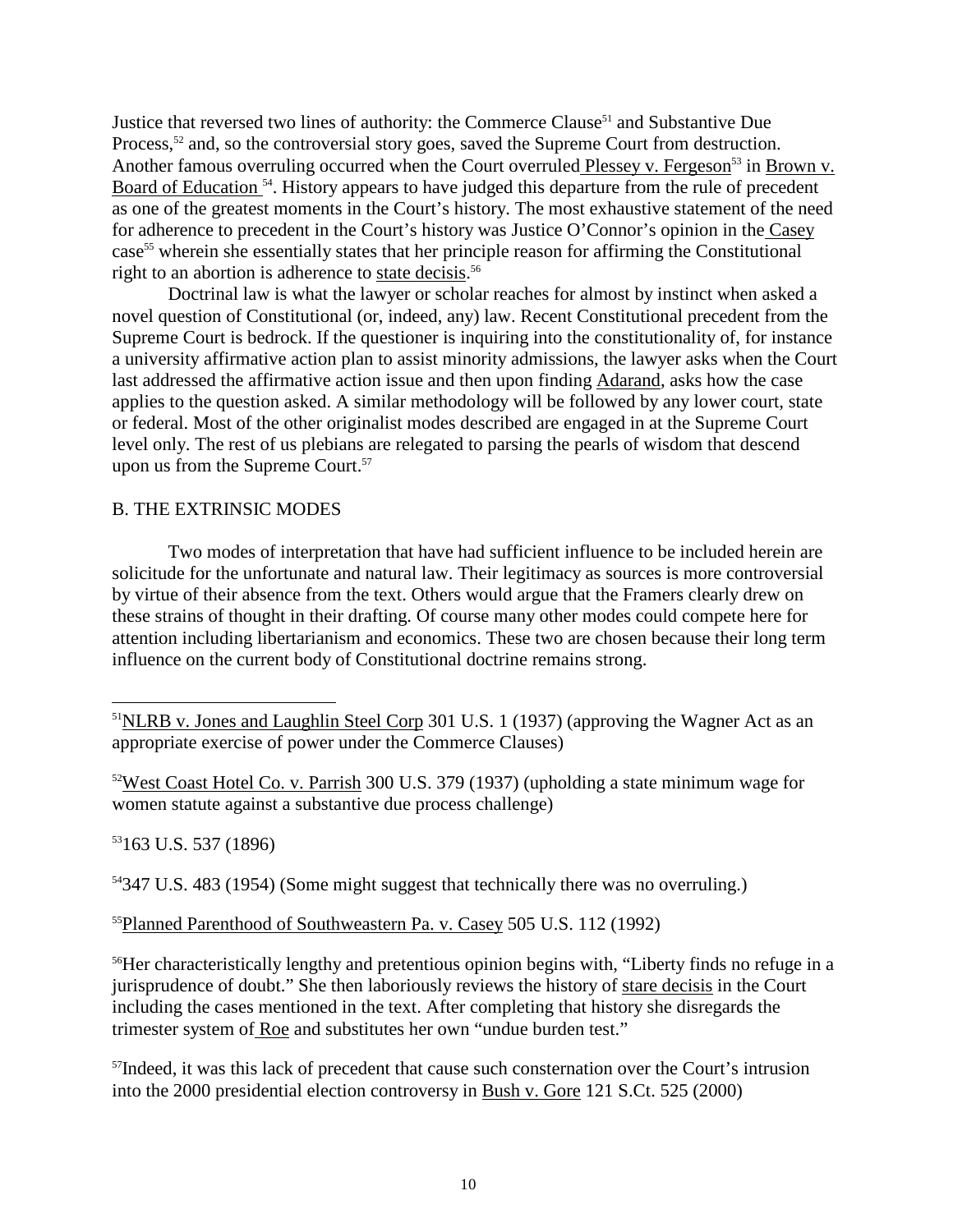Justice that reversed two lines of authority: the Commerce Clause[51] and Substantive Due Process,[52] and, so the controversial story goes, saved the Supreme Court from destruction. Another famous overruling occurred when the Court overruled Plessey v. Fergeson[53] in Brown v. Board of Education [54]. History appears to have judged this departure from the rule of precedent as one of the greatest moments in the Court's history. The most exhaustive statement of the need for adherence to precedent in the Court's history was Justice O'Connor's opinion in the Casey case[55] wherein she essentially states that her principle reason for affirming the Constitutional right to an abortion is adherence to state decisis.[56]

Doctrinal law is what the lawyer or scholar reaches for almost by instinct when asked a novel question of Constitutional (or, indeed, any) law. Recent Constitutional precedent from the Supreme Court is bedrock. If the questioner is inquiring into the constitutionality of, for instance a university affirmative action plan to assist minority admissions, the lawyer asks when the Court last addressed the affirmative action issue and then upon finding Adarand, asks how the case applies to the question asked. A similar methodology will be followed by any lower court, state or federal. Most of the other originalist modes described are engaged in at the Supreme Court level only. The rest of us plebians are relegated to parsing the pearls of wisdom that descend upon us from the Supreme Court.[57]

## B. THE EXTRINSIC MODES

Two modes of interpretation that have had sufficient influence to be included herein are solicitude for the unfortunate and natural law. Their legitimacy as sources is more controversial by virtue of their absence from the text. Others would argue that the Framers clearly drew on these strains of thought in their drafting. Of course many other modes could compete here for attention including libertarianism and economics. These two are chosen because their long term influence on the current body of Constitutional doctrine remains strong.

---

[51]NLRB v. Jones and Laughlin Steel Corp 301 U.S. 1 (1937) (approving the Wagner Act as an appropriate exercise of power under the Commerce Clauses)

[52]West Coast Hotel Co. v. Parrish 300 U.S. 379 (1937) (upholding a state minimum wage for women statute against a substantive due process challenge)

[53]163 U.S. 537 (1896)

[54]347 U.S. 483 (1954) (Some might suggest that technically there was no overruling.)

[55]Planned Parenthood of Southweastern Pa. v. Casey 505 U.S. 112 (1992)

[56]Her characteristically lengthy and pretentious opinion begins with, "Liberty finds no refuge in a jurisprudence of doubt." She then laboriously reviews the history of stare decisis in the Court including the cases mentioned in the text. After completing that history she disregards the trimester system of Roe and substitutes her own "undue burden test."

[57]Indeed, it was this lack of precedent that cause such consternation over the Court's intrusion into the 2000 presidential election controversy in Bush v. Gore 121 S.Ct. 525 (2000)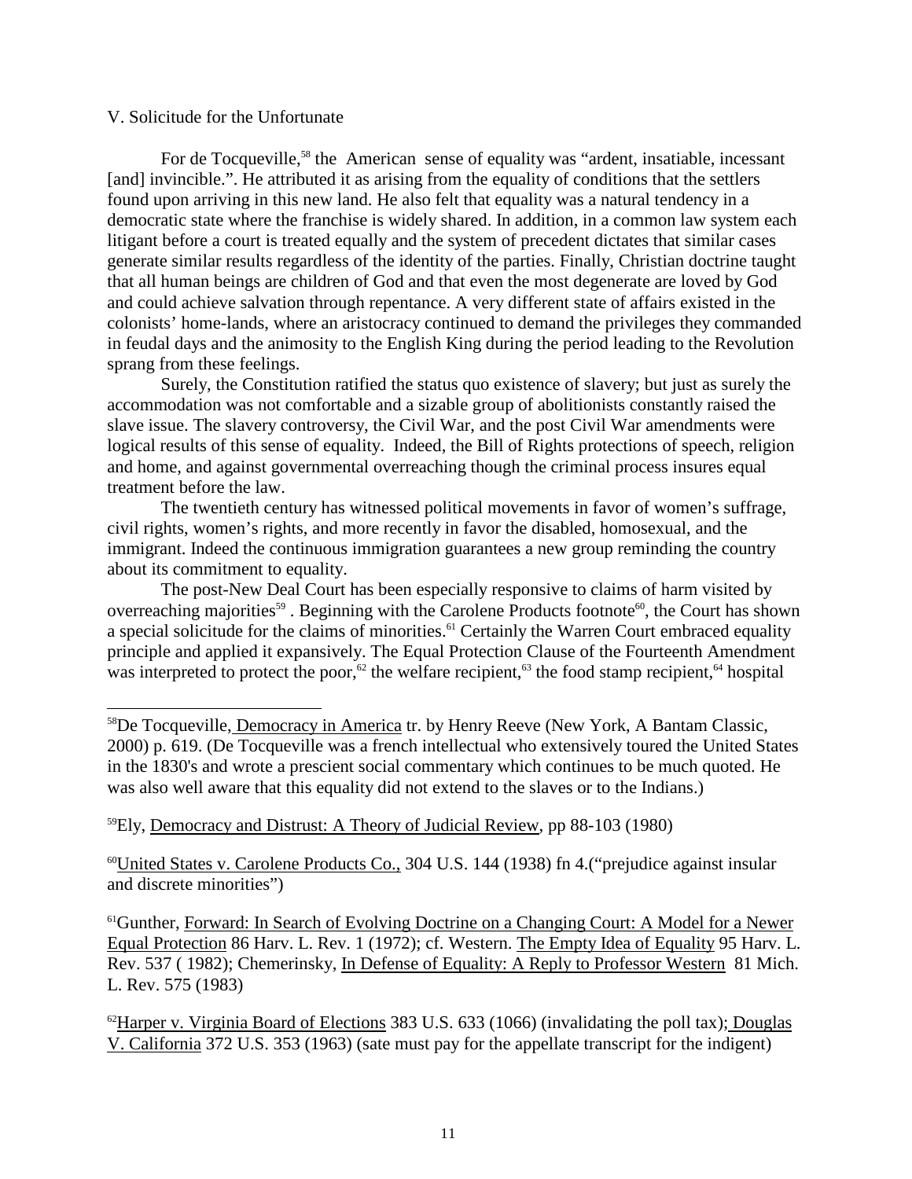V. Solicitude for the Unfortunate

For de Tocqueville,[58] the American sense of equality was "ardent, insatiable, incessant [and] invincible.". He attributed it as arising from the equality of conditions that the settlers found upon arriving in this new land. He also felt that equality was a natural tendency in a democratic state where the franchise is widely shared. In addition, in a common law system each litigant before a court is treated equally and the system of precedent dictates that similar cases generate similar results regardless of the identity of the parties. Finally, Christian doctrine taught that all human beings are children of God and that even the most degenerate are loved by God and could achieve salvation through repentance. A very different state of affairs existed in the colonists' home-lands, where an aristocracy continued to demand the privileges they commanded in feudal days and the animosity to the English King during the period leading to the Revolution sprang from these feelings.

Surely, the Constitution ratified the status quo existence of slavery; but just as surely the accommodation was not comfortable and a sizable group of abolitionists constantly raised the slave issue. The slavery controversy, the Civil War, and the post Civil War amendments were logical results of this sense of equality. Indeed, the Bill of Rights protections of speech, religion and home, and against governmental overreaching though the criminal process insures equal treatment before the law.

The twentieth century has witnessed political movements in favor of women's suffrage, civil rights, women's rights, and more recently in favor the disabled, homosexual, and the immigrant. Indeed the continuous immigration guarantees a new group reminding the country about its commitment to equality.

The post-New Deal Court has been especially responsive to claims of harm visited by overreaching majorities[59] . Beginning with the Carolene Products footnote[60], the Court has shown a special solicitude for the claims of minorities.[61] Certainly the Warren Court embraced equality principle and applied it expansively. The Equal Protection Clause of the Fourteenth Amendment was interpreted to protect the poor,[62] the welfare recipient,[63] the food stamp recipient,[64] hospital

---

[58]De Tocqueville, Democracy in America tr. by Henry Reeve (New York, A Bantam Classic, 2000) p. 619. (De Tocqueville was a french intellectual who extensively toured the United States in the 1830's and wrote a prescient social commentary which continues to be much quoted. He was also well aware that this equality did not extend to the slaves or to the Indians.)

[59]Ely, Democracy and Distrust: A Theory of Judicial Review, pp 88-103 (1980)

[60]United States v. Carolene Products Co., 304 U.S. 144 (1938) fn 4.("prejudice against insular and discrete minorities")

[61]Gunther, Forward: In Search of Evolving Doctrine on a Changing Court: A Model for a Newer Equal Protection 86 Harv. L. Rev. 1 (1972); cf. Western. The Empty Idea of Equality 95 Harv. L. Rev. 537 ( 1982); Chemerinsky, In Defense of Equality: A Reply to Professor Western 81 Mich. L. Rev. 575 (1983)

[62]Harper v. Virginia Board of Elections 383 U.S. 633 (1066) (invalidating the poll tax); Douglas V. California 372 U.S. 353 (1963) (sate must pay for the appellate transcript for the indigent)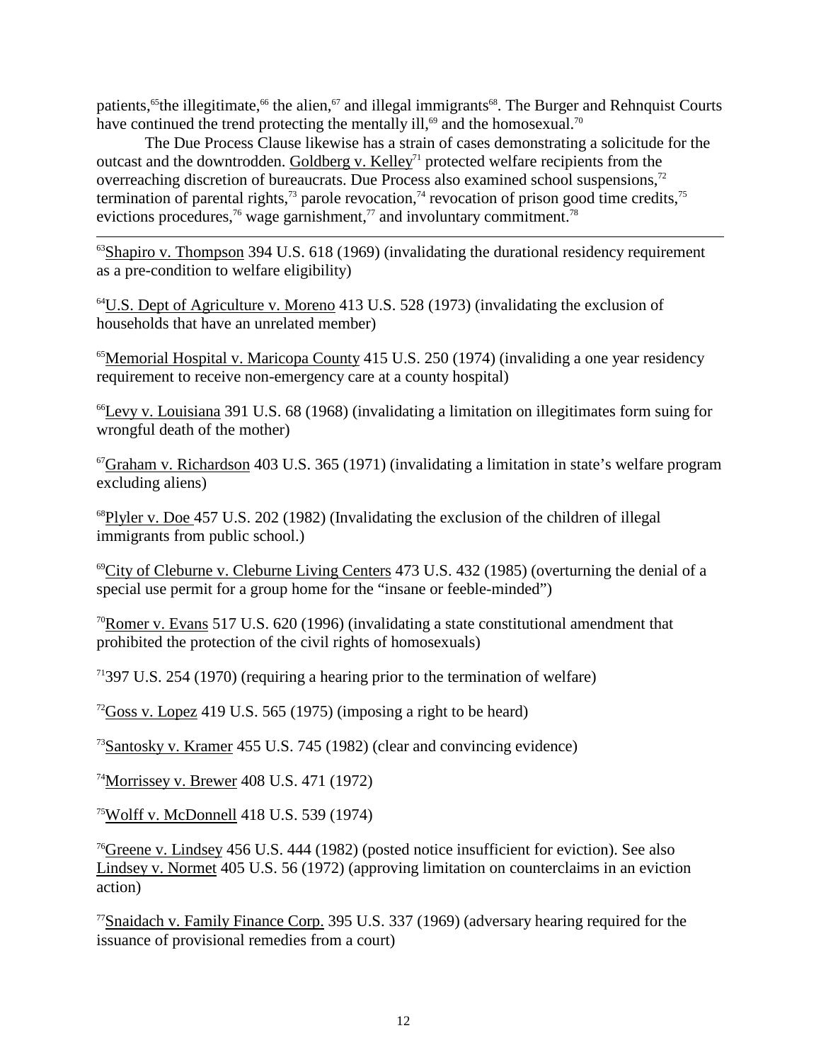patients,[65]the illegitimate,[66] the alien,[67] and illegal immigrants[68]. The Burger and Rehnquist Courts have continued the trend protecting the mentally ill,[69] and the homosexual.[70]

The Due Process Clause likewise has a strain of cases demonstrating a solicitude for the outcast and the downtrodden. Goldberg v. Kelley[71] protected welfare recipients from the overreaching discretion of bureaucrats. Due Process also examined school suspensions,[72] termination of parental rights,[73] parole revocation,[74] revocation of prison good time credits,[75] evictions procedures,[76] wage garnishment,[77] and involuntary commitment.[78]

---

[63]Shapiro v. Thompson 394 U.S. 618 (1969) (invalidating the durational residency requirement as a pre-condition to welfare eligibility)

[64]U.S. Dept of Agriculture v. Moreno 413 U.S. 528 (1973) (invalidating the exclusion of households that have an unrelated member)

[65]Memorial Hospital v. Maricopa County 415 U.S. 250 (1974) (invaliding a one year residency requirement to receive non-emergency care at a county hospital)

[66]Levy v. Louisiana 391 U.S. 68 (1968) (invalidating a limitation on illegitimates form suing for wrongful death of the mother)

[67]Graham v. Richardson 403 U.S. 365 (1971) (invalidating a limitation in state's welfare program excluding aliens)

[68]Plyler v. Doe 457 U.S. 202 (1982) (Invalidating the exclusion of the children of illegal immigrants from public school.)

[69]City of Cleburne v. Cleburne Living Centers 473 U.S. 432 (1985) (overturning the denial of a special use permit for a group home for the "insane or feeble-minded")

[70]Romer v. Evans 517 U.S. 620 (1996) (invalidating a state constitutional amendment that prohibited the protection of the civil rights of homosexuals)

[71]397 U.S. 254 (1970) (requiring a hearing prior to the termination of welfare)

[72]Goss v. Lopez 419 U.S. 565 (1975) (imposing a right to be heard)

[73]Santosky v. Kramer 455 U.S. 745 (1982) (clear and convincing evidence)

[74]Morrissey v. Brewer 408 U.S. 471 (1972)

[75]Wolff v. McDonnell 418 U.S. 539 (1974)

[76]Greene v. Lindsey 456 U.S. 444 (1982) (posted notice insufficient for eviction). See also Lindsey v. Normet 405 U.S. 56 (1972) (approving limitation on counterclaims in an eviction action)

[77]Snaidach v. Family Finance Corp. 395 U.S. 337 (1969) (adversary hearing required for the issuance of provisional remedies from a court)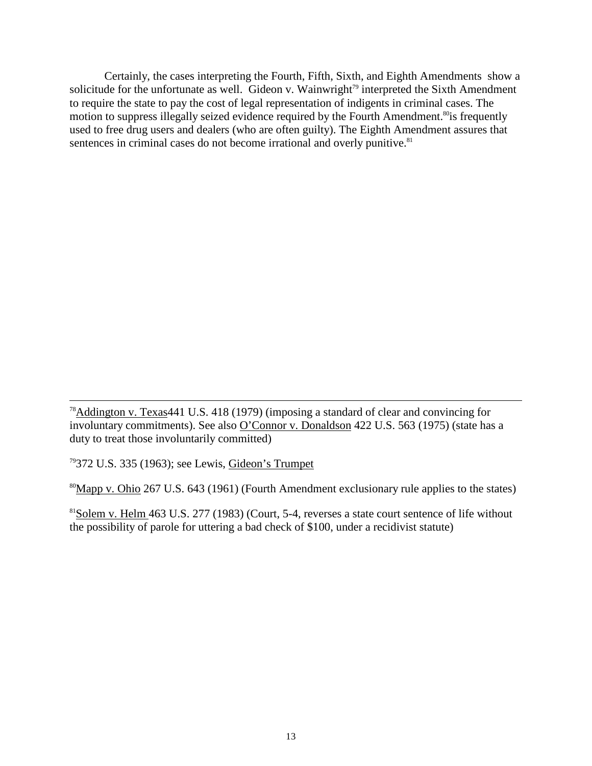Certainly, the cases interpreting the Fourth, Fifth, Sixth, and Eighth Amendments show a solicitude for the unfortunate as well. Gideon v. Wainwright[79] interpreted the Sixth Amendment to require the state to pay the cost of legal representation of indigents in criminal cases. The motion to suppress illegally seized evidence required by the Fourth Amendment.[80]is frequently used to free drug users and dealers (who are often guilty). The Eighth Amendment assures that sentences in criminal cases do not become irrational and overly punitive.[81]

---

[78]Addington v. Texas441 U.S. 418 (1979) (imposing a standard of clear and convincing for involuntary commitments). See also O'Connor v. Donaldson 422 U.S. 563 (1975) (state has a duty to treat those involuntarily committed)

[79]372 U.S. 335 (1963); see Lewis, Gideon's Trumpet

[80]Mapp v. Ohio 267 U.S. 643 (1961) (Fourth Amendment exclusionary rule applies to the states)

[81]Solem v. Helm 463 U.S. 277 (1983) (Court, 5-4, reverses a state court sentence of life without the possibility of parole for uttering a bad check of $100, under a recidivist statute)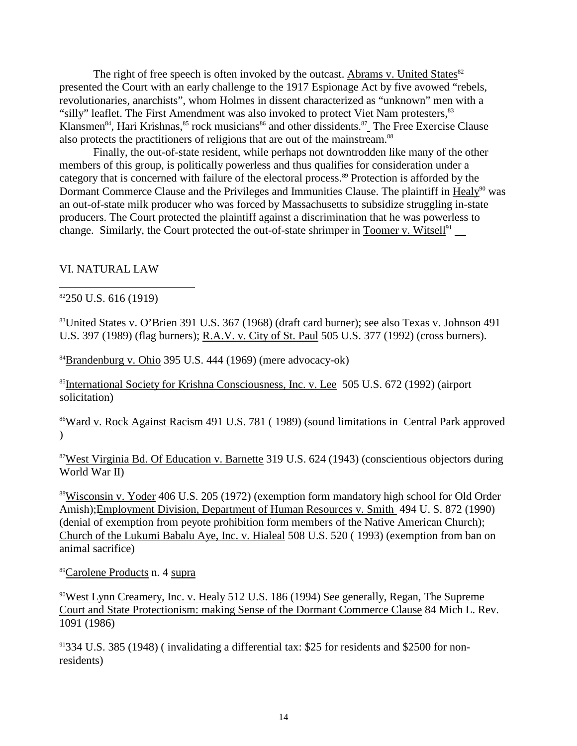The right of free speech is often invoked by the outcast. Abrams v. United States[82] presented the Court with an early challenge to the 1917 Espionage Act by five avowed "rebels, revolutionaries, anarchists", whom Holmes in dissent characterized as "unknown" men with a "silly" leaflet. The First Amendment was also invoked to protect Viet Nam protesters,[83] Klansmen[84], Hari Krishnas,[85] rock musicians[86] and other dissidents.[87] The Free Exercise Clause also protects the practitioners of religions that are out of the mainstream.[88]

Finally, the out-of-state resident, while perhaps not downtrodden like many of the other members of this group, is politically powerless and thus qualifies for consideration under a category that is concerned with failure of the electoral process.[89] Protection is afforded by the Dormant Commerce Clause and the Privileges and Immunities Clause. The plaintiff in Healy[90] was an out-of-state milk producer who was forced by Massachusetts to subsidize struggling in-state producers. The Court protected the plaintiff against a discrimination that he was powerless to change. Similarly, the Court protected the out-of-state shrimper in Toomer v. Witsell[91]

## VI. NATURAL LAW

---

[82] 250 U.S. 616 (1919)

[83] United States v. O'Brien 391 U.S. 367 (1968) (draft card burner); see also Texas v. Johnson 491 U.S. 397 (1989) (flag burners); R.A.V. v. City of St. Paul 505 U.S. 377 (1992) (cross burners).

[84] Brandenburg v. Ohio 395 U.S. 444 (1969) (mere advocacy-ok)

[85] International Society for Krishna Consciousness, Inc. v. Lee 505 U.S. 672 (1992) (airport solicitation)

[86] Ward v. Rock Against Racism 491 U.S. 781 ( 1989) (sound limitations in Central Park approved )

[87] West Virginia Bd. Of Education v. Barnette 319 U.S. 624 (1943) (conscientious objectors during World War II)

[88] Wisconsin v. Yoder 406 U.S. 205 (1972) (exemption form mandatory high school for Old Order Amish);Employment Division, Department of Human Resources v. Smith 494 U. S. 872 (1990) (denial of exemption from peyote prohibition form members of the Native American Church); Church of the Lukumi Babalu Aye, Inc. v. Hialeal 508 U.S. 520 ( 1993) (exemption from ban on animal sacrifice)

[89] Carolene Products n. 4 supra

[90] West Lynn Creamery, Inc. v. Healy 512 U.S. 186 (1994) See generally, Regan, The Supreme Court and State Protectionism: making Sense of the Dormant Commerce Clause 84 Mich L. Rev. 1091 (1986)

[91] 334 U.S. 385 (1948) ( invalidating a differential tax: $25 for residents and $2500 for non-residents)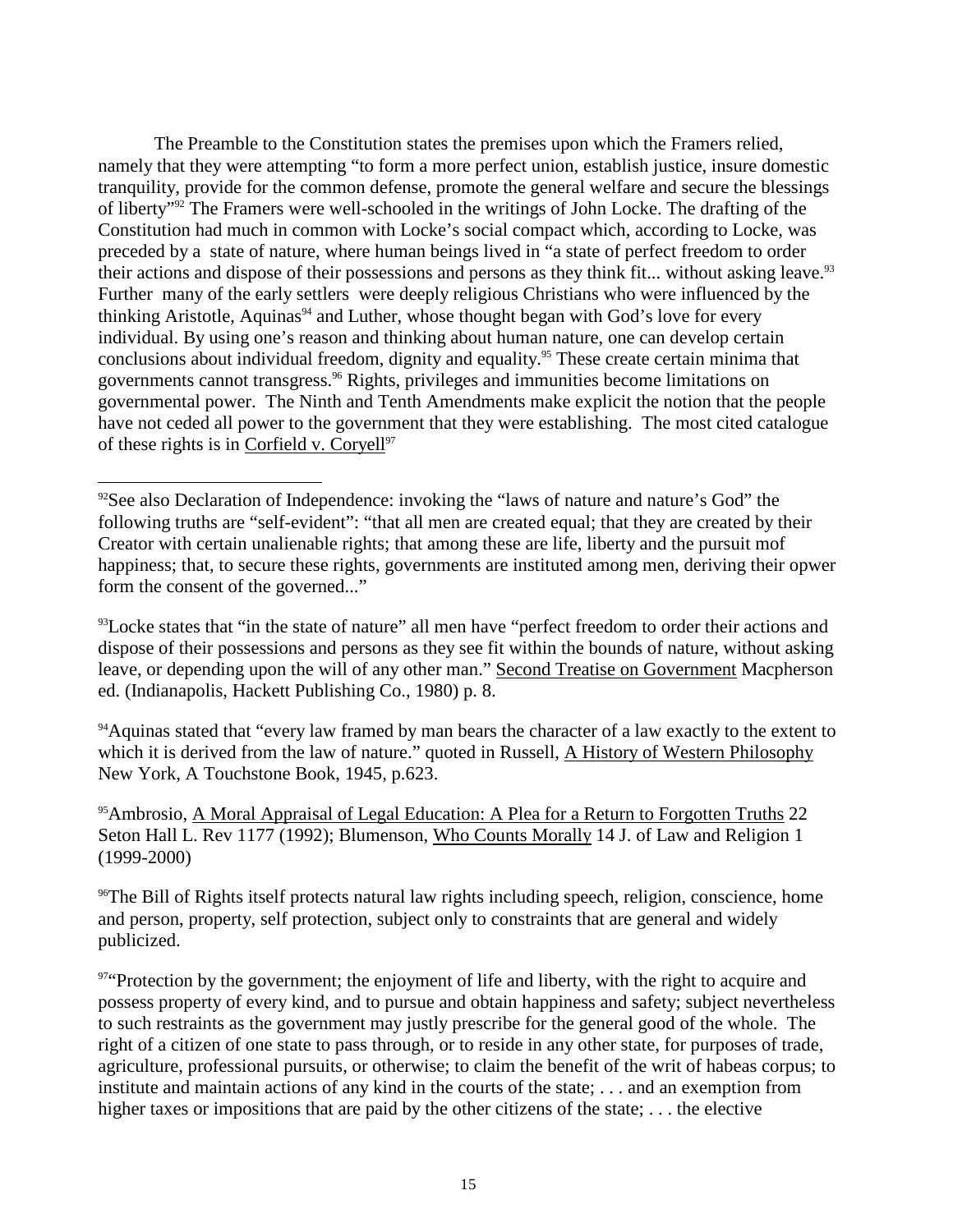The Preamble to the Constitution states the premises upon which the Framers relied, namely that they were attempting "to form a more perfect union, establish justice, insure domestic tranquility, provide for the common defense, promote the general welfare and secure the blessings of liberty"[92] The Framers were well-schooled in the writings of John Locke. The drafting of the Constitution had much in common with Locke's social compact which, according to Locke, was preceded by a state of nature, where human beings lived in "a state of perfect freedom to order their actions and dispose of their possessions and persons as they think fit... without asking leave.[93] Further many of the early settlers were deeply religious Christians who were influenced by the thinking Aristotle, Aquinas[94] and Luther, whose thought began with God's love for every individual. By using one's reason and thinking about human nature, one can develop certain conclusions about individual freedom, dignity and equality.[95] These create certain minima that governments cannot transgress.[96] Rights, privileges and immunities become limitations on governmental power. The Ninth and Tenth Amendments make explicit the notion that the people have not ceded all power to the government that they were establishing. The most cited catalogue of these rights is in Corfield v. Coryell[97]

---

[92]See also Declaration of Independence: invoking the "laws of nature and nature's God" the following truths are "self-evident": "that all men are created equal; that they are created by their Creator with certain unalienable rights; that among these are life, liberty and the pursuit mof happiness; that, to secure these rights, governments are instituted among men, deriving their opwer form the consent of the governed..."

[93]Locke states that "in the state of nature" all men have "perfect freedom to order their actions and dispose of their possessions and persons as they see fit within the bounds of nature, without asking leave, or depending upon the will of any other man." Second Treatise on Government Macpherson ed. (Indianapolis, Hackett Publishing Co., 1980) p. 8.

[94]Aquinas stated that "every law framed by man bears the character of a law exactly to the extent to which it is derived from the law of nature." quoted in Russell, A History of Western Philosophy New York, A Touchstone Book, 1945, p.623.

[95]Ambrosio, A Moral Appraisal of Legal Education: A Plea for a Return to Forgotten Truths 22 Seton Hall L. Rev 1177 (1992); Blumenson, Who Counts Morally 14 J. of Law and Religion 1 (1999-2000)

[96]The Bill of Rights itself protects natural law rights including speech, religion, conscience, home and person, property, self protection, subject only to constraints that are general and widely publicized.

[97]"Protection by the government; the enjoyment of life and liberty, with the right to acquire and possess property of every kind, and to pursue and obtain happiness and safety; subject nevertheless to such restraints as the government may justly prescribe for the general good of the whole. The right of a citizen of one state to pass through, or to reside in any other state, for purposes of trade, agriculture, professional pursuits, or otherwise; to claim the benefit of the writ of habeas corpus; to institute and maintain actions of any kind in the courts of the state; . . . and an exemption from higher taxes or impositions that are paid by the other citizens of the state; . . . the elective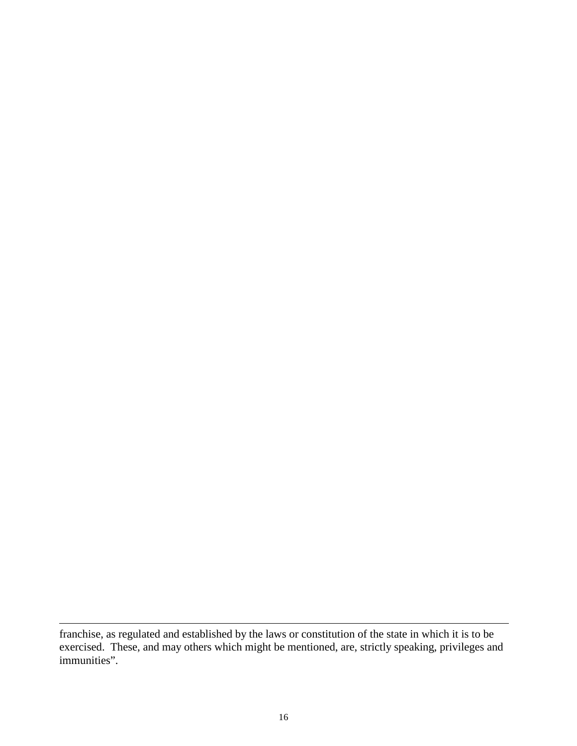franchise, as regulated and established by the laws or constitution of the state in which it is to be exercised. These, and may others which might be mentioned, are, strictly speaking, privileges and immunities".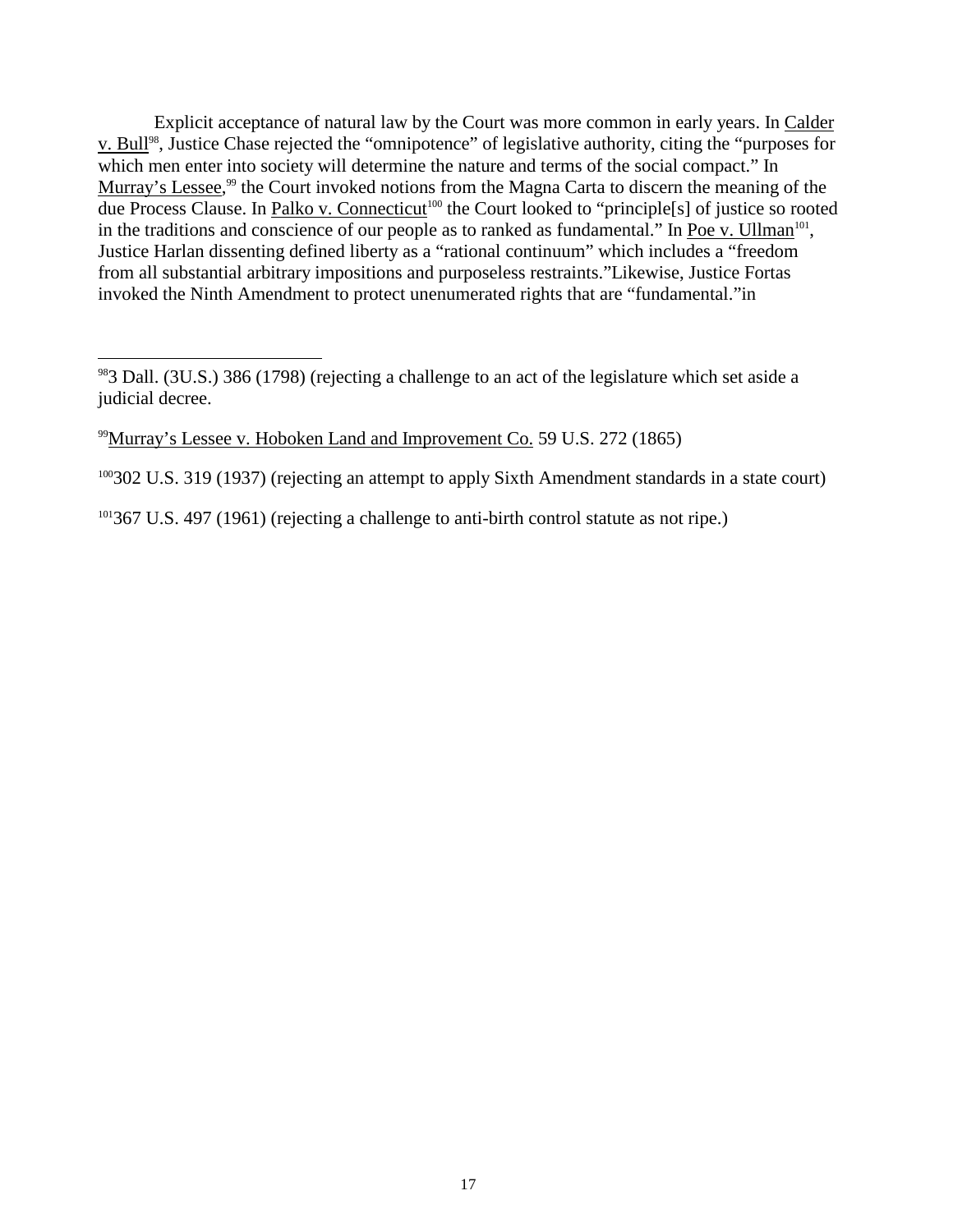Explicit acceptance of natural law by the Court was more common in early years. In Calder v. Bull[98], Justice Chase rejected the "omnipotence" of legislative authority, citing the "purposes for which men enter into society will determine the nature and terms of the social compact." In Murray's Lessee,[99] the Court invoked notions from the Magna Carta to discern the meaning of the due Process Clause. In Palko v. Connecticut[100] the Court looked to "principle[s] of justice so rooted in the traditions and conscience of our people as to ranked as fundamental." In Poe v. Ullman[101], Justice Harlan dissenting defined liberty as a "rational continuum" which includes a "freedom from all substantial arbitrary impositions and purposeless restraints."Likewise, Justice Fortas invoked the Ninth Amendment to protect unenumerated rights that are "fundamental."in

---

[98]3 Dall. (3U.S.) 386 (1798) (rejecting a challenge to an act of the legislature which set aside a judicial decree.

[99]Murray's Lessee v. Hoboken Land and Improvement Co. 59 U.S. 272 (1865)

[100]302 U.S. 319 (1937) (rejecting an attempt to apply Sixth Amendment standards in a state court)

[101]367 U.S. 497 (1961) (rejecting a challenge to anti-birth control statute as not ripe.)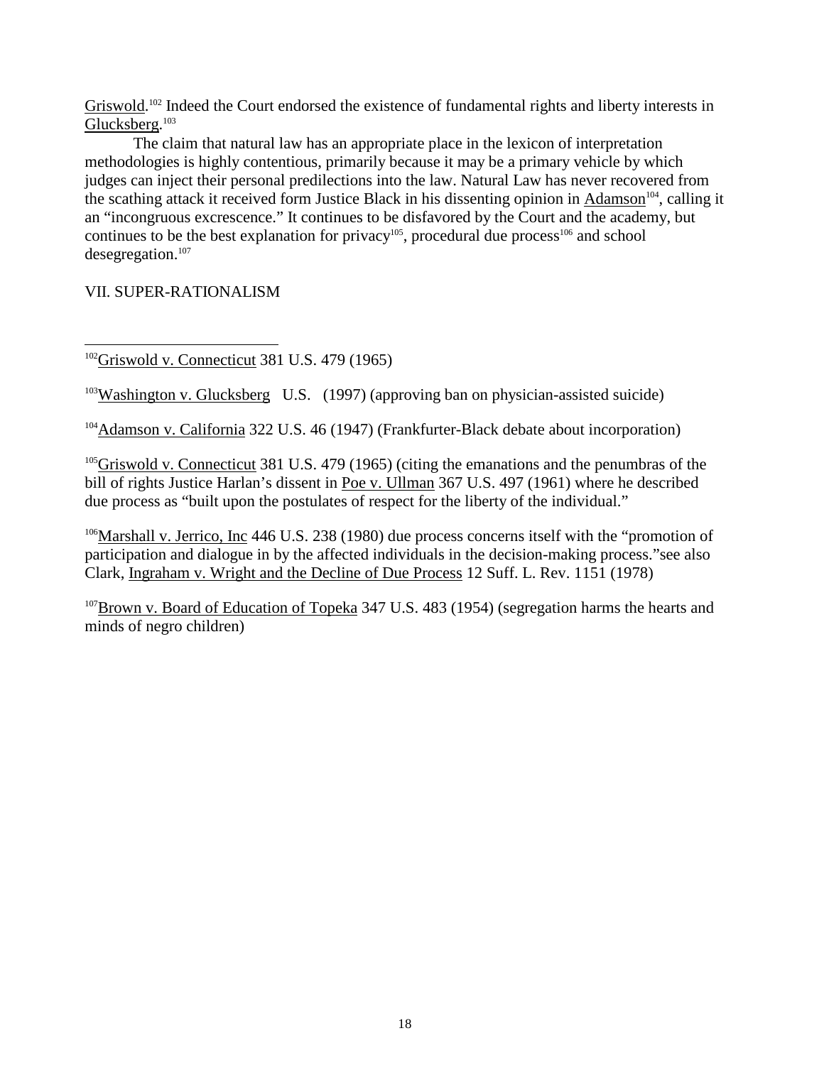Griswold.[102] Indeed the Court endorsed the existence of fundamental rights and liberty interests in Glucksberg.[103]

The claim that natural law has an appropriate place in the lexicon of interpretation methodologies is highly contentious, primarily because it may be a primary vehicle by which judges can inject their personal predilections into the law. Natural Law has never recovered from the scathing attack it received form Justice Black in his dissenting opinion in Adamson[104], calling it an "incongruous excrescence." It continues to be disfavored by the Court and the academy, but continues to be the best explanation for privacy[105], procedural due process[106] and school desegregation.[107]

VII. SUPER-RATIONALISM

---

[102] Griswold v. Connecticut 381 U.S. 479 (1965)

[103] Washington v. Glucksberg U.S. (1997) (approving ban on physician-assisted suicide)

[104] Adamson v. California 322 U.S. 46 (1947) (Frankfurter-Black debate about incorporation)

[105] Griswold v. Connecticut 381 U.S. 479 (1965) (citing the emanations and the penumbras of the bill of rights Justice Harlan's dissent in Poe v. Ullman 367 U.S. 497 (1961) where he described due process as "built upon the postulates of respect for the liberty of the individual."

[106] Marshall v. Jerrico, Inc 446 U.S. 238 (1980) due process concerns itself with the "promotion of participation and dialogue in by the affected individuals in the decision-making process."see also Clark, Ingraham v. Wright and the Decline of Due Process 12 Suff. L. Rev. 1151 (1978)

[107] Brown v. Board of Education of Topeka 347 U.S. 483 (1954) (segregation harms the hearts and minds of negro children)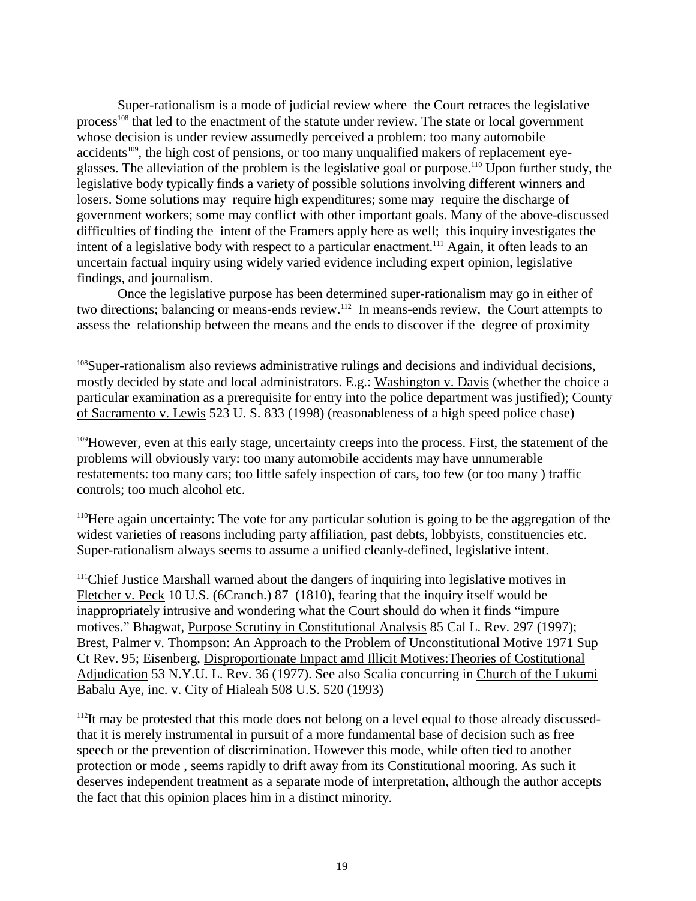Super-rationalism is a mode of judicial review where the Court retraces the legislative process[108] that led to the enactment of the statute under review. The state or local government whose decision is under review assumedly perceived a problem: too many automobile accidents[109], the high cost of pensions, or too many unqualified makers of replacement eye-glasses. The alleviation of the problem is the legislative goal or purpose.[110] Upon further study, the legislative body typically finds a variety of possible solutions involving different winners and losers. Some solutions may require high expenditures; some may require the discharge of government workers; some may conflict with other important goals. Many of the above-discussed difficulties of finding the intent of the Framers apply here as well; this inquiry investigates the intent of a legislative body with respect to a particular enactment.[111] Again, it often leads to an uncertain factual inquiry using widely varied evidence including expert opinion, legislative findings, and journalism.

Once the legislative purpose has been determined super-rationalism may go in either of two directions; balancing or means-ends review.[112] In means-ends review, the Court attempts to assess the relationship between the means and the ends to discover if the degree of proximity

---

[108]Super-rationalism also reviews administrative rulings and decisions and individual decisions, mostly decided by state and local administrators. E.g.: Washington v. Davis (whether the choice a particular examination as a prerequisite for entry into the police department was justified); County of Sacramento v. Lewis 523 U. S. 833 (1998) (reasonableness of a high speed police chase)

[109]However, even at this early stage, uncertainty creeps into the process. First, the statement of the problems will obviously vary: too many automobile accidents may have unnumerable restatements: too many cars; too little safely inspection of cars, too few (or too many ) traffic controls; too much alcohol etc.

[110]Here again uncertainty: The vote for any particular solution is going to be the aggregation of the widest varieties of reasons including party affiliation, past debts, lobbyists, constituencies etc. Super-rationalism always seems to assume a unified cleanly-defined, legislative intent.

[111]Chief Justice Marshall warned about the dangers of inquiring into legislative motives in Fletcher v. Peck 10 U.S. (6Cranch.) 87 (1810), fearing that the inquiry itself would be inappropriately intrusive and wondering what the Court should do when it finds "impure motives." Bhagwat, Purpose Scrutiny in Constitutional Analysis 85 Cal L. Rev. 297 (1997); Brest, Palmer v. Thompson: An Approach to the Problem of Unconstitutional Motive 1971 Sup Ct Rev. 95; Eisenberg, Disproportionate Impact amd Illicit Motives:Theories of Costitutional Adjudication 53 N.Y.U. L. Rev. 36 (1977). See also Scalia concurring in Church of the Lukumi Babalu Aye, inc. v. City of Hialeah 508 U.S. 520 (1993)

[112]It may be protested that this mode does not belong on a level equal to those already discussed- that it is merely instrumental in pursuit of a more fundamental base of decision such as free speech or the prevention of discrimination. However this mode, while often tied to another protection or mode , seems rapidly to drift away from its Constitutional mooring. As such it deserves independent treatment as a separate mode of interpretation, although the author accepts the fact that this opinion places him in a distinct minority.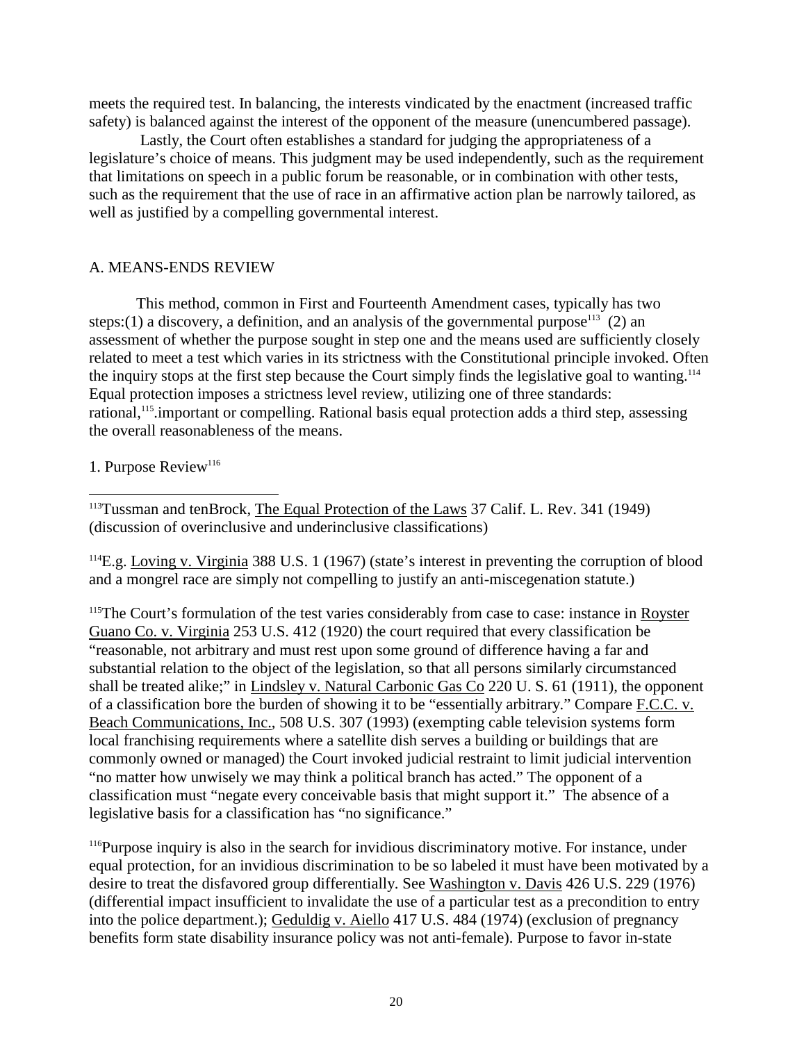meets the required test. In balancing, the interests vindicated by the enactment (increased traffic safety) is balanced against the interest of the opponent of the measure (unencumbered passage).

Lastly, the Court often establishes a standard for judging the appropriateness of a legislature's choice of means. This judgment may be used independently, such as the requirement that limitations on speech in a public forum be reasonable, or in combination with other tests, such as the requirement that the use of race in an affirmative action plan be narrowly tailored, as well as justified by a compelling governmental interest.

## A. MEANS-ENDS REVIEW

This method, common in First and Fourteenth Amendment cases, typically has two steps:(1) a discovery, a definition, and an analysis of the governmental purpose[113] (2) an assessment of whether the purpose sought in step one and the means used are sufficiently closely related to meet a test which varies in its strictness with the Constitutional principle invoked. Often the inquiry stops at the first step because the Court simply finds the legislative goal to wanting.[114] Equal protection imposes a strictness level review, utilizing one of three standards: rational,[115].important or compelling. Rational basis equal protection adds a third step, assessing the overall reasonableness of the means.

### 1. Purpose Review[116]

---

[113]Tussman and tenBrock, The Equal Protection of the Laws 37 Calif. L. Rev. 341 (1949) (discussion of overinclusive and underinclusive classifications)

[114]E.g. Loving v. Virginia 388 U.S. 1 (1967) (state's interest in preventing the corruption of blood and a mongrel race are simply not compelling to justify an anti-miscegenation statute.)

[115]The Court's formulation of the test varies considerably from case to case: instance in Royster Guano Co. v. Virginia 253 U.S. 412 (1920) the court required that every classification be "reasonable, not arbitrary and must rest upon some ground of difference having a far and substantial relation to the object of the legislation, so that all persons similarly circumstanced shall be treated alike;" in Lindsley v. Natural Carbonic Gas Co 220 U. S. 61 (1911), the opponent of a classification bore the burden of showing it to be "essentially arbitrary." Compare F.C.C. v. Beach Communications, Inc., 508 U.S. 307 (1993) (exempting cable television systems form local franchising requirements where a satellite dish serves a building or buildings that are commonly owned or managed) the Court invoked judicial restraint to limit judicial intervention "no matter how unwisely we may think a political branch has acted." The opponent of a classification must "negate every conceivable basis that might support it." The absence of a legislative basis for a classification has "no significance."

[116]Purpose inquiry is also in the search for invidious discriminatory motive. For instance, under equal protection, for an invidious discrimination to be so labeled it must have been motivated by a desire to treat the disfavored group differentially. See Washington v. Davis 426 U.S. 229 (1976) (differential impact insufficient to invalidate the use of a particular test as a precondition to entry into the police department.); Geduldig v. Aiello 417 U.S. 484 (1974) (exclusion of pregnancy benefits form state disability insurance policy was not anti-female). Purpose to favor in-state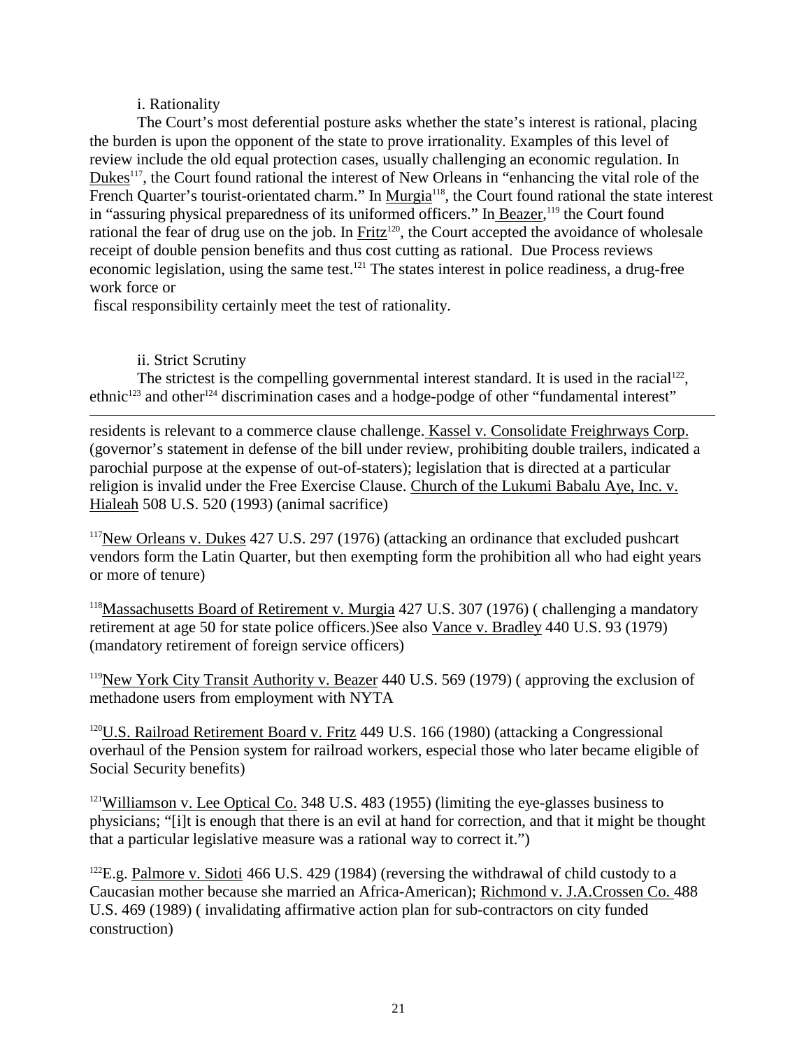i. Rationality

The Court's most deferential posture asks whether the state's interest is rational, placing the burden is upon the opponent of the state to prove irrationality. Examples of this level of review include the old equal protection cases, usually challenging an economic regulation. In Dukes[117], the Court found rational the interest of New Orleans in "enhancing the vital role of the French Quarter's tourist-orientated charm." In Murgia[118], the Court found rational the state interest in "assuring physical preparedness of its uniformed officers." In Beazer,[119] the Court found rational the fear of drug use on the job. In Fritz[120], the Court accepted the avoidance of wholesale receipt of double pension benefits and thus cost cutting as rational. Due Process reviews economic legislation, using the same test.[121] The states interest in police readiness, a drug-free work force or fiscal responsibility certainly meet the test of rationality.

ii. Strict Scrutiny

The strictest is the compelling governmental interest standard. It is used in the racial[122], ethnic[123] and other[124] discrimination cases and a hodge-podge of other "fundamental interest"

---

residents is relevant to a commerce clause challenge. Kassel v. Consolidate Freighrways Corp. (governor's statement in defense of the bill under review, prohibiting double trailers, indicated a parochial purpose at the expense of out-of-staters); legislation that is directed at a particular religion is invalid under the Free Exercise Clause. Church of the Lukumi Babalu Aye, Inc. v. Hialeah 508 U.S. 520 (1993) (animal sacrifice)

[117] New Orleans v. Dukes 427 U.S. 297 (1976) (attacking an ordinance that excluded pushcart vendors form the Latin Quarter, but then exempting form the prohibition all who had eight years or more of tenure)

[118] Massachusetts Board of Retirement v. Murgia 427 U.S. 307 (1976) ( challenging a mandatory retirement at age 50 for state police officers.)See also Vance v. Bradley 440 U.S. 93 (1979) (mandatory retirement of foreign service officers)

[119] New York City Transit Authority v. Beazer 440 U.S. 569 (1979) ( approving the exclusion of methadone users from employment with NYTA

[120] U.S. Railroad Retirement Board v. Fritz 449 U.S. 166 (1980) (attacking a Congressional overhaul of the Pension system for railroad workers, especial those who later became eligible of Social Security benefits)

[121] Williamson v. Lee Optical Co. 348 U.S. 483 (1955) (limiting the eye-glasses business to physicians; "[i]t is enough that there is an evil at hand for correction, and that it might be thought that a particular legislative measure was a rational way to correct it.")

[122] E.g. Palmore v. Sidoti 466 U.S. 429 (1984) (reversing the withdrawal of child custody to a Caucasian mother because she married an Africa-American); Richmond v. J.A.Crossen Co. 488 U.S. 469 (1989) ( invalidating affirmative action plan for sub-contractors on city funded construction)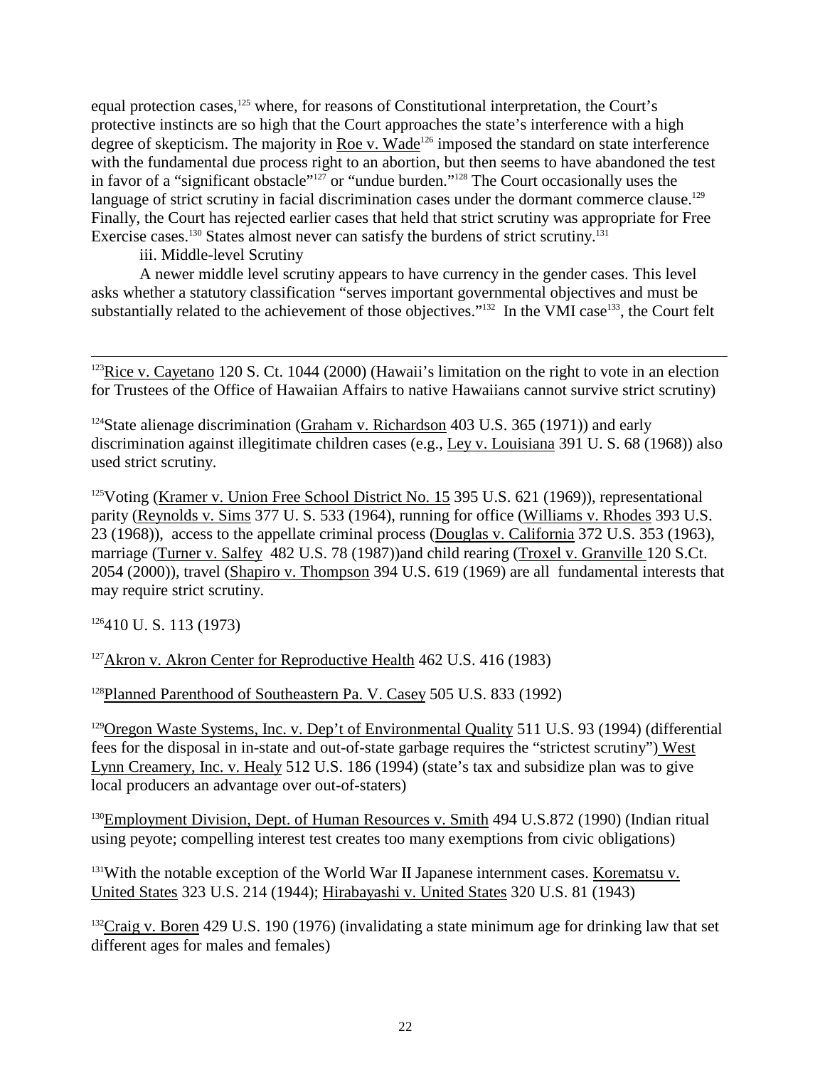equal protection cases,[125] where, for reasons of Constitutional interpretation, the Court's protective instincts are so high that the Court approaches the state's interference with a high degree of skepticism. The majority in Roe v. Wade[126] imposed the standard on state interference with the fundamental due process right to an abortion, but then seems to have abandoned the test in favor of a "significant obstacle"[127] or "undue burden."[128] The Court occasionally uses the language of strict scrutiny in facial discrimination cases under the dormant commerce clause.[129] Finally, the Court has rejected earlier cases that held that strict scrutiny was appropriate for Free Exercise cases.[130] States almost never can satisfy the burdens of strict scrutiny.[131]

iii. Middle-level Scrutiny

A newer middle level scrutiny appears to have currency in the gender cases. This level asks whether a statutory classification "serves important governmental objectives and must be substantially related to the achievement of those objectives."[132] In the VMI case[133], the Court felt

---

[123] Rice v. Cayetano 120 S. Ct. 1044 (2000) (Hawaii's limitation on the right to vote in an election for Trustees of the Office of Hawaiian Affairs to native Hawaiians cannot survive strict scrutiny)

[124] State alienage discrimination (Graham v. Richardson 403 U.S. 365 (1971)) and early discrimination against illegitimate children cases (e.g., Ley v. Louisiana 391 U. S. 68 (1968)) also used strict scrutiny.

[125] Voting (Kramer v. Union Free School District No. 15 395 U.S. 621 (1969)), representational parity (Reynolds v. Sims 377 U. S. 533 (1964), running for office (Williams v. Rhodes 393 U.S. 23 (1968)), access to the appellate criminal process (Douglas v. California 372 U.S. 353 (1963), marriage (Turner v. Salfey 482 U.S. 78 (1987))and child rearing (Troxel v. Granville 120 S.Ct. 2054 (2000)), travel (Shapiro v. Thompson 394 U.S. 619 (1969) are all fundamental interests that may require strict scrutiny.

[126] 410 U. S. 113 (1973)

[127] Akron v. Akron Center for Reproductive Health 462 U.S. 416 (1983)

[128] Planned Parenthood of Southeastern Pa. V. Casey 505 U.S. 833 (1992)

[129] Oregon Waste Systems, Inc. v. Dep't of Environmental Quality 511 U.S. 93 (1994) (differential fees for the disposal in in-state and out-of-state garbage requires the "strictest scrutiny") West Lynn Creamery, Inc. v. Healy 512 U.S. 186 (1994) (state's tax and subsidize plan was to give local producers an advantage over out-of-staters)

[130] Employment Division, Dept. of Human Resources v. Smith 494 U.S.872 (1990) (Indian ritual using peyote; compelling interest test creates too many exemptions from civic obligations)

[131] With the notable exception of the World War II Japanese internment cases. Korematsu v. United States 323 U.S. 214 (1944); Hirabayashi v. United States 320 U.S. 81 (1943)

[132] Craig v. Boren 429 U.S. 190 (1976) (invalidating a state minimum age for drinking law that set different ages for males and females)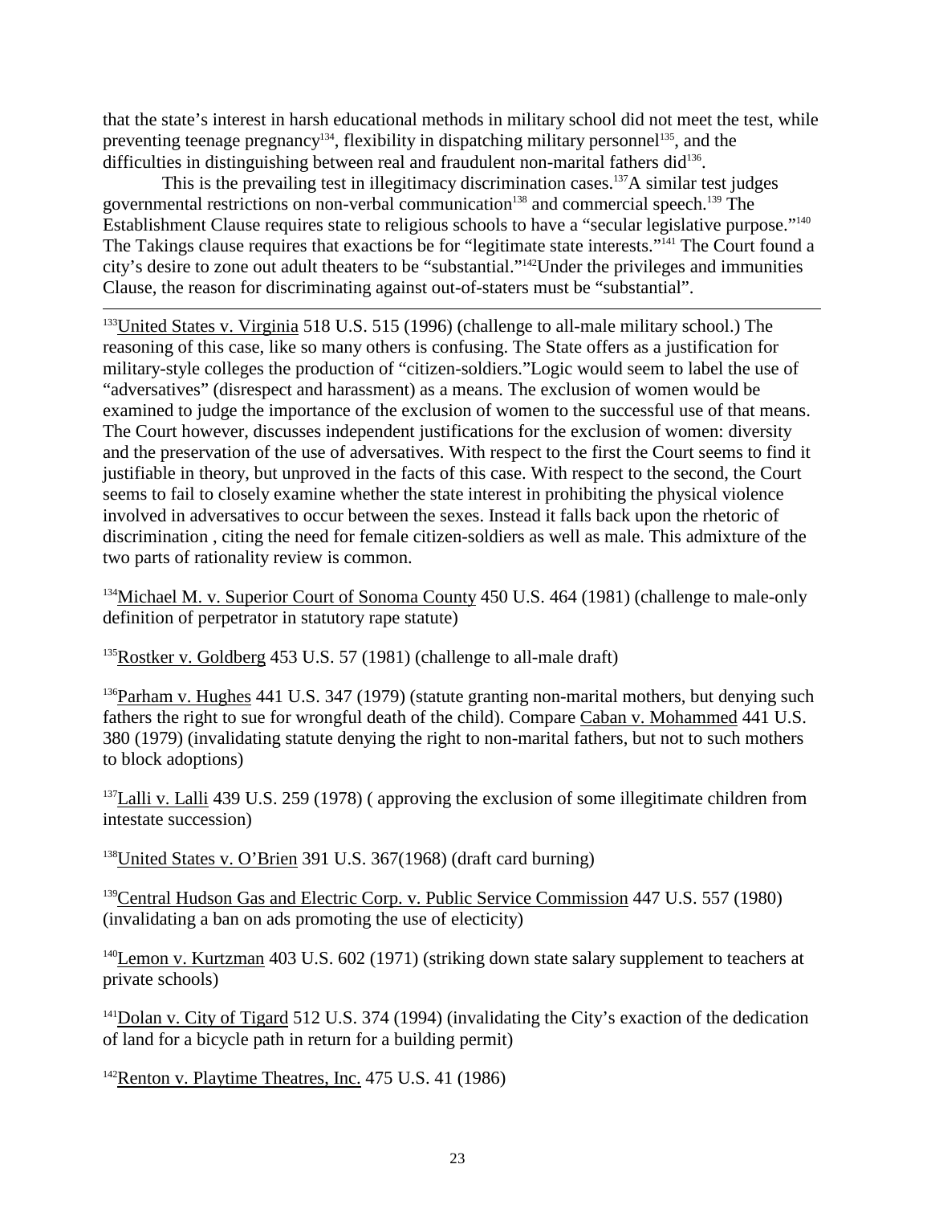that the state's interest in harsh educational methods in military school did not meet the test, while preventing teenage pregnancy[134], flexibility in dispatching military personnel[135], and the difficulties in distinguishing between real and fraudulent non-marital fathers did[136].

This is the prevailing test in illegitimacy discrimination cases.[137]A similar test judges governmental restrictions on non-verbal communication[138] and commercial speech.[139] The Establishment Clause requires state to religious schools to have a "secular legislative purpose."[140] The Takings clause requires that exactions be for "legitimate state interests."[141] The Court found a city's desire to zone out adult theaters to be "substantial."[142]Under the privileges and immunities Clause, the reason for discriminating against out-of-staters must be "substantial".

---

[133]United States v. Virginia 518 U.S. 515 (1996) (challenge to all-male military school.) The reasoning of this case, like so many others is confusing. The State offers as a justification for military-style colleges the production of "citizen-soldiers."Logic would seem to label the use of "adversatives" (disrespect and harassment) as a means. The exclusion of women would be examined to judge the importance of the exclusion of women to the successful use of that means. The Court however, discusses independent justifications for the exclusion of women: diversity and the preservation of the use of adversatives. With respect to the first the Court seems to find it justifiable in theory, but unproved in the facts of this case. With respect to the second, the Court seems to fail to closely examine whether the state interest in prohibiting the physical violence involved in adversatives to occur between the sexes. Instead it falls back upon the rhetoric of discrimination , citing the need for female citizen-soldiers as well as male. This admixture of the two parts of rationality review is common.

[134]Michael M. v. Superior Court of Sonoma County 450 U.S. 464 (1981) (challenge to male-only definition of perpetrator in statutory rape statute)

[135]Rostker v. Goldberg 453 U.S. 57 (1981) (challenge to all-male draft)

[136]Parham v. Hughes 441 U.S. 347 (1979) (statute granting non-marital mothers, but denying such fathers the right to sue for wrongful death of the child). Compare Caban v. Mohammed 441 U.S. 380 (1979) (invalidating statute denying the right to non-marital fathers, but not to such mothers to block adoptions)

[137]Lalli v. Lalli 439 U.S. 259 (1978) ( approving the exclusion of some illegitimate children from intestate succession)

[138]United States v. O'Brien 391 U.S. 367(1968) (draft card burning)

[139]Central Hudson Gas and Electric Corp. v. Public Service Commission 447 U.S. 557 (1980) (invalidating a ban on ads promoting the use of electicity)

[140]Lemon v. Kurtzman 403 U.S. 602 (1971) (striking down state salary supplement to teachers at private schools)

[141]Dolan v. City of Tigard 512 U.S. 374 (1994) (invalidating the City's exaction of the dedication of land for a bicycle path in return for a building permit)

[142]Renton v. Playtime Theatres, Inc. 475 U.S. 41 (1986)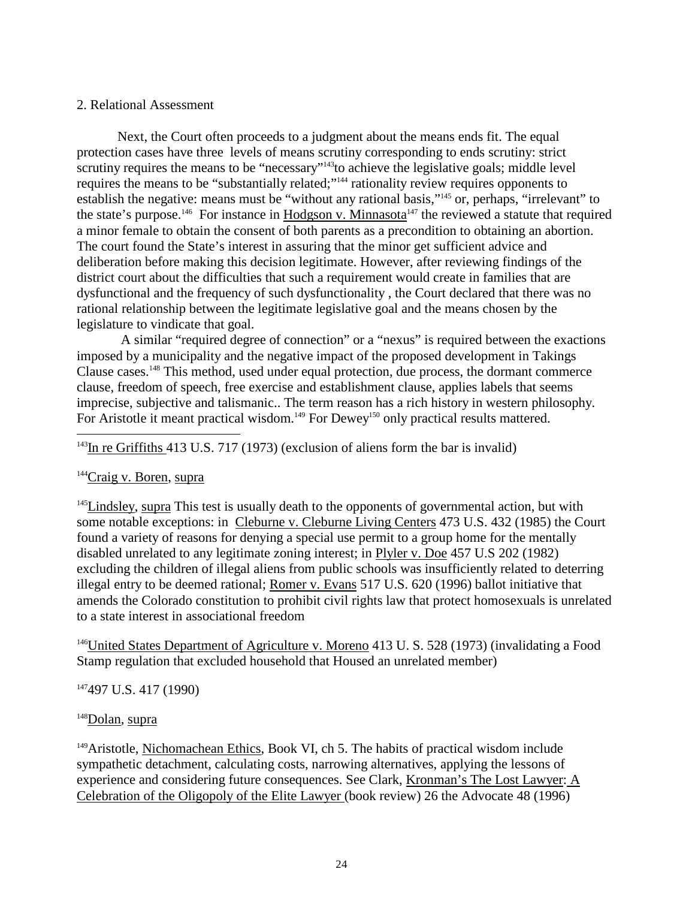2. Relational Assessment

Next, the Court often proceeds to a judgment about the means ends fit. The equal protection cases have three levels of means scrutiny corresponding to ends scrutiny: strict scrutiny requires the means to be "necessary"[143]to achieve the legislative goals; middle level requires the means to be "substantially related;"[144] rationality review requires opponents to establish the negative: means must be "without any rational basis,"[145] or, perhaps, "irrelevant" to the state's purpose.[146] For instance in Hodgson v. Minnasota[147] the reviewed a statute that required a minor female to obtain the consent of both parents as a precondition to obtaining an abortion. The court found the State's interest in assuring that the minor get sufficient advice and deliberation before making this decision legitimate. However, after reviewing findings of the district court about the difficulties that such a requirement would create in families that are dysfunctional and the frequency of such dysfunctionality , the Court declared that there was no rational relationship between the legitimate legislative goal and the means chosen by the legislature to vindicate that goal.

A similar "required degree of connection" or a "nexus" is required between the exactions imposed by a municipality and the negative impact of the proposed development in Takings Clause cases.[148] This method, used under equal protection, due process, the dormant commerce clause, freedom of speech, free exercise and establishment clause, applies labels that seems imprecise, subjective and talismanic.. The term reason has a rich history in western philosophy. For Aristotle it meant practical wisdom.[149] For Dewey[150] only practical results mattered.

---

[143]In re Griffiths 413 U.S. 717 (1973) (exclusion of aliens form the bar is invalid)

[144]Craig v. Boren, supra

[145]Lindsley, supra This test is usually death to the opponents of governmental action, but with some notable exceptions: in Cleburne v. Cleburne Living Centers 473 U.S. 432 (1985) the Court found a variety of reasons for denying a special use permit to a group home for the mentally disabled unrelated to any legitimate zoning interest; in Plyler v. Doe 457 U.S 202 (1982) excluding the children of illegal aliens from public schools was insufficiently related to deterring illegal entry to be deemed rational; Romer v. Evans 517 U.S. 620 (1996) ballot initiative that amends the Colorado constitution to prohibit civil rights law that protect homosexuals is unrelated to a state interest in associational freedom

[146]United States Department of Agriculture v. Moreno 413 U. S. 528 (1973) (invalidating a Food Stamp regulation that excluded household that Housed an unrelated member)

[147]497 U.S. 417 (1990)

[148]Dolan, supra

[149]Aristotle, Nichomachean Ethics, Book VI, ch 5. The habits of practical wisdom include sympathetic detachment, calculating costs, narrowing alternatives, applying the lessons of experience and considering future consequences. See Clark, Kronman's The Lost Lawyer: A Celebration of the Oligopoly of the Elite Lawyer (book review) 26 the Advocate 48 (1996)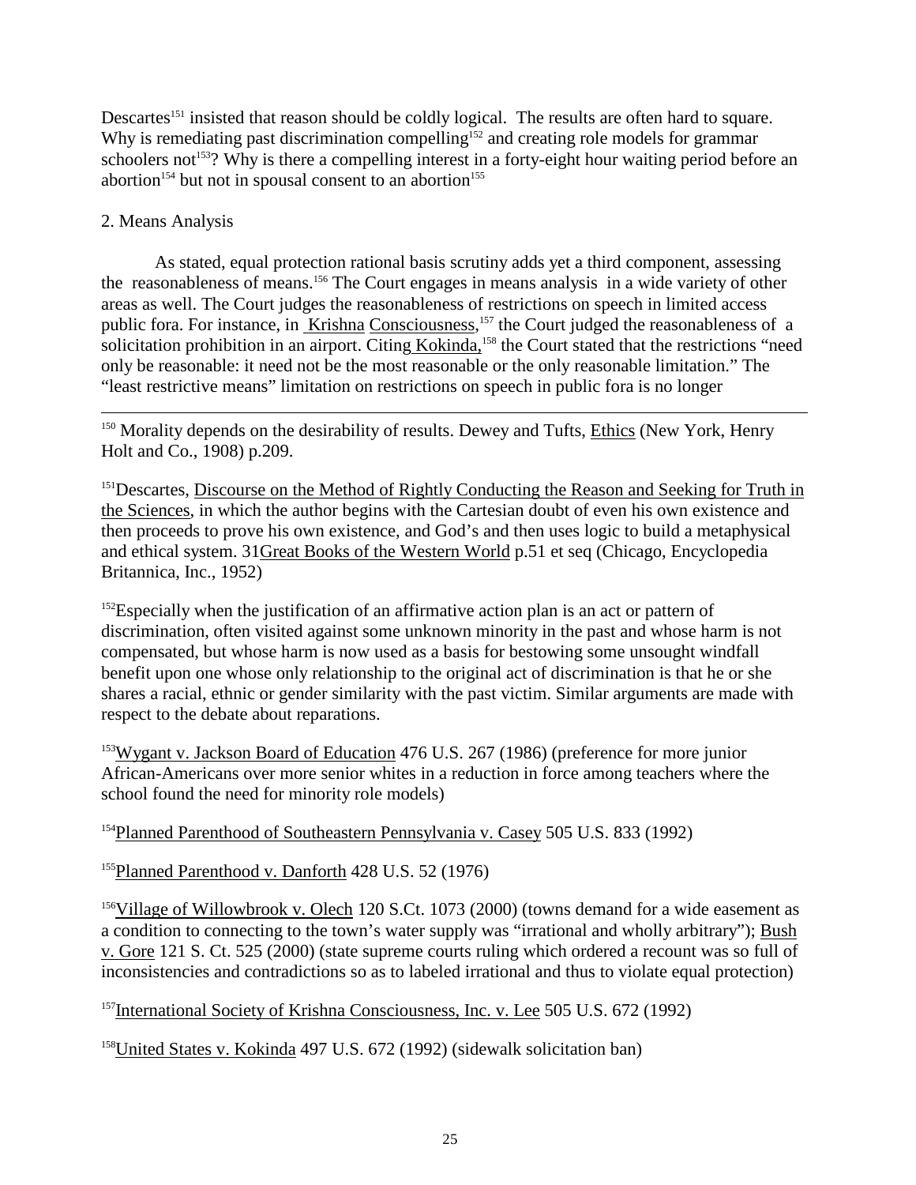Descartes[151] insisted that reason should be coldly logical. The results are often hard to square. Why is remediating past discrimination compelling[152] and creating role models for grammar schoolers not[153]? Why is there a compelling interest in a forty-eight hour waiting period before an abortion[154] but not in spousal consent to an abortion[155]

2. Means Analysis

As stated, equal protection rational basis scrutiny adds yet a third component, assessing the reasonableness of means.[156] The Court engages in means analysis in a wide variety of other areas as well. The Court judges the reasonableness of restrictions on speech in limited access public fora. For instance, in Krishna Consciousness,[157] the Court judged the reasonableness of a solicitation prohibition in an airport. Citing Kokinda,[158] the Court stated that the restrictions "need only be reasonable: it need not be the most reasonable or the only reasonable limitation." The "least restrictive means" limitation on restrictions on speech in public fora is no longer

---

[150] Morality depends on the desirability of results. Dewey and Tufts, Ethics (New York, Henry Holt and Co., 1908) p.209.

[151] Descartes, Discourse on the Method of Rightly Conducting the Reason and Seeking for Truth in the Sciences, in which the author begins with the Cartesian doubt of even his own existence and then proceeds to prove his own existence, and God's and then uses logic to build a metaphysical and ethical system. 31 Great Books of the Western World p.51 et seq (Chicago, Encyclopedia Britannica, Inc., 1952)

[152] Especially when the justification of an affirmative action plan is an act or pattern of discrimination, often visited against some unknown minority in the past and whose harm is not compensated, but whose harm is now used as a basis for bestowing some unsought windfall benefit upon one whose only relationship to the original act of discrimination is that he or she shares a racial, ethnic or gender similarity with the past victim. Similar arguments are made with respect to the debate about reparations.

[153] Wygant v. Jackson Board of Education 476 U.S. 267 (1986) (preference for more junior African-Americans over more senior whites in a reduction in force among teachers where the school found the need for minority role models)

[154] Planned Parenthood of Southeastern Pennsylvania v. Casey 505 U.S. 833 (1992)

[155] Planned Parenthood v. Danforth 428 U.S. 52 (1976)

[156] Village of Willowbrook v. Olech 120 S.Ct. 1073 (2000) (towns demand for a wide easement as a condition to connecting to the town's water supply was "irrational and wholly arbitrary"); Bush v. Gore 121 S. Ct. 525 (2000) (state supreme courts ruling which ordered a recount was so full of inconsistencies and contradictions so as to labeled irrational and thus to violate equal protection)

[157] International Society of Krishna Consciousness, Inc. v. Lee 505 U.S. 672 (1992)

[158] United States v. Kokinda 497 U.S. 672 (1992) (sidewalk solicitation ban)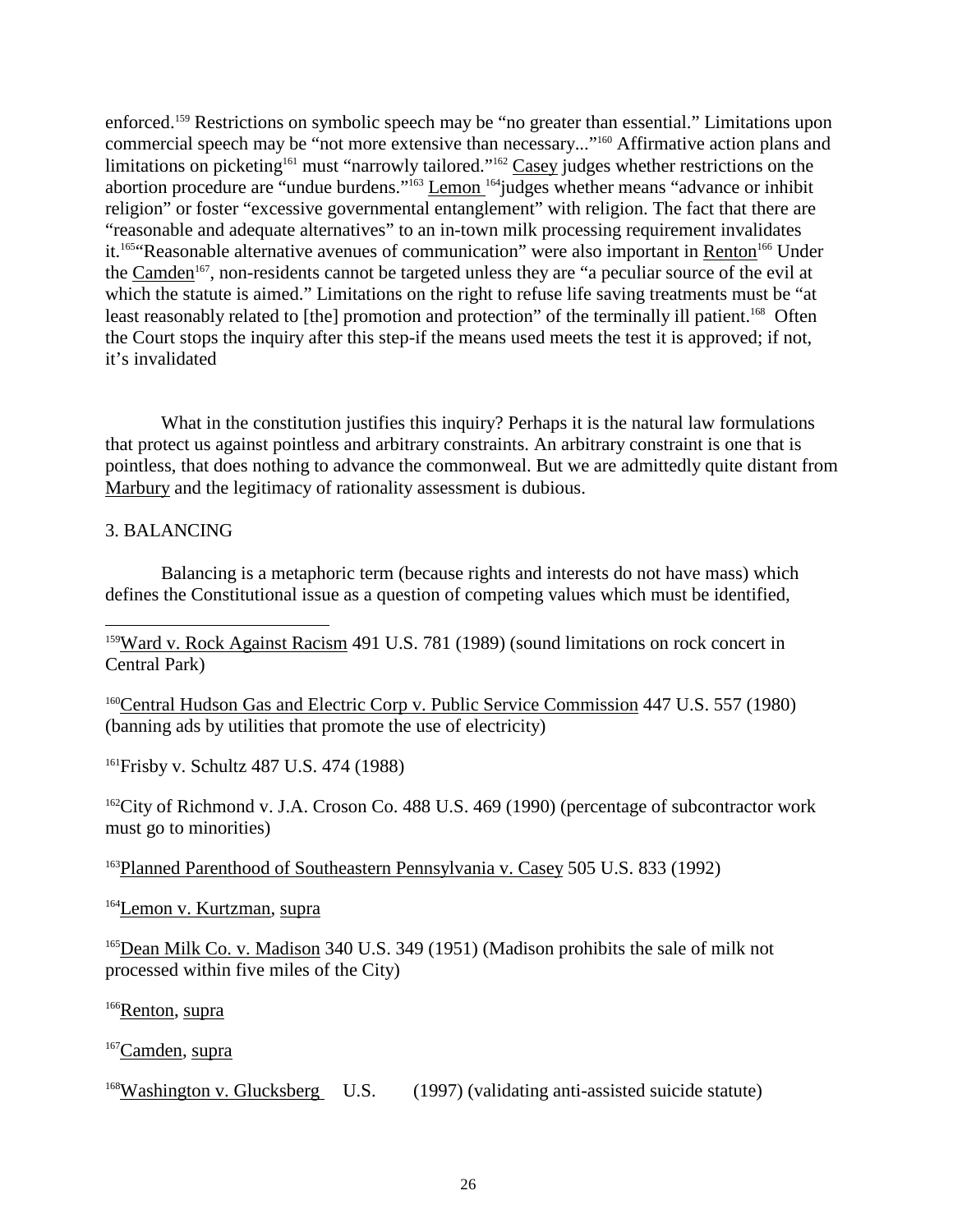enforced.[159] Restrictions on symbolic speech may be "no greater than essential." Limitations upon commercial speech may be "not more extensive than necessary..."[160] Affirmative action plans and limitations on picketing[161] must "narrowly tailored."[162] Casey judges whether restrictions on the abortion procedure are "undue burdens."[163] Lemon [164]judges whether means "advance or inhibit religion" or foster "excessive governmental entanglement" with religion. The fact that there are "reasonable and adequate alternatives" to an in-town milk processing requirement invalidates it.[165]"Reasonable alternative avenues of communication" were also important in Renton[166] Under the Camden[167], non-residents cannot be targeted unless they are "a peculiar source of the evil at which the statute is aimed." Limitations on the right to refuse life saving treatments must be "at least reasonably related to [the] promotion and protection" of the terminally ill patient.[168] Often the Court stops the inquiry after this step-if the means used meets the test it is approved; if not, it's invalidated

What in the constitution justifies this inquiry? Perhaps it is the natural law formulations that protect us against pointless and arbitrary constraints. An arbitrary constraint is one that is pointless, that does nothing to advance the commonweal. But we are admittedly quite distant from Marbury and the legitimacy of rationality assessment is dubious.

3. BALANCING

Balancing is a metaphoric term (because rights and interests do not have mass) which defines the Constitutional issue as a question of competing values which must be identified,

---

[159]Ward v. Rock Against Racism 491 U.S. 781 (1989) (sound limitations on rock concert in Central Park)

[160]Central Hudson Gas and Electric Corp v. Public Service Commission 447 U.S. 557 (1980) (banning ads by utilities that promote the use of electricity)

[161]Frisby v. Schultz 487 U.S. 474 (1988)

[162]City of Richmond v. J.A. Croson Co. 488 U.S. 469 (1990) (percentage of subcontractor work must go to minorities)

[163]Planned Parenthood of Southeastern Pennsylvania v. Casey 505 U.S. 833 (1992)

[164]Lemon v. Kurtzman, supra

[165]Dean Milk Co. v. Madison 340 U.S. 349 (1951) (Madison prohibits the sale of milk not processed within five miles of the City)

[166]Renton, supra

[167]Camden, supra

[168]Washington v. Glucksberg U.S. (1997) (validating anti-assisted suicide statute)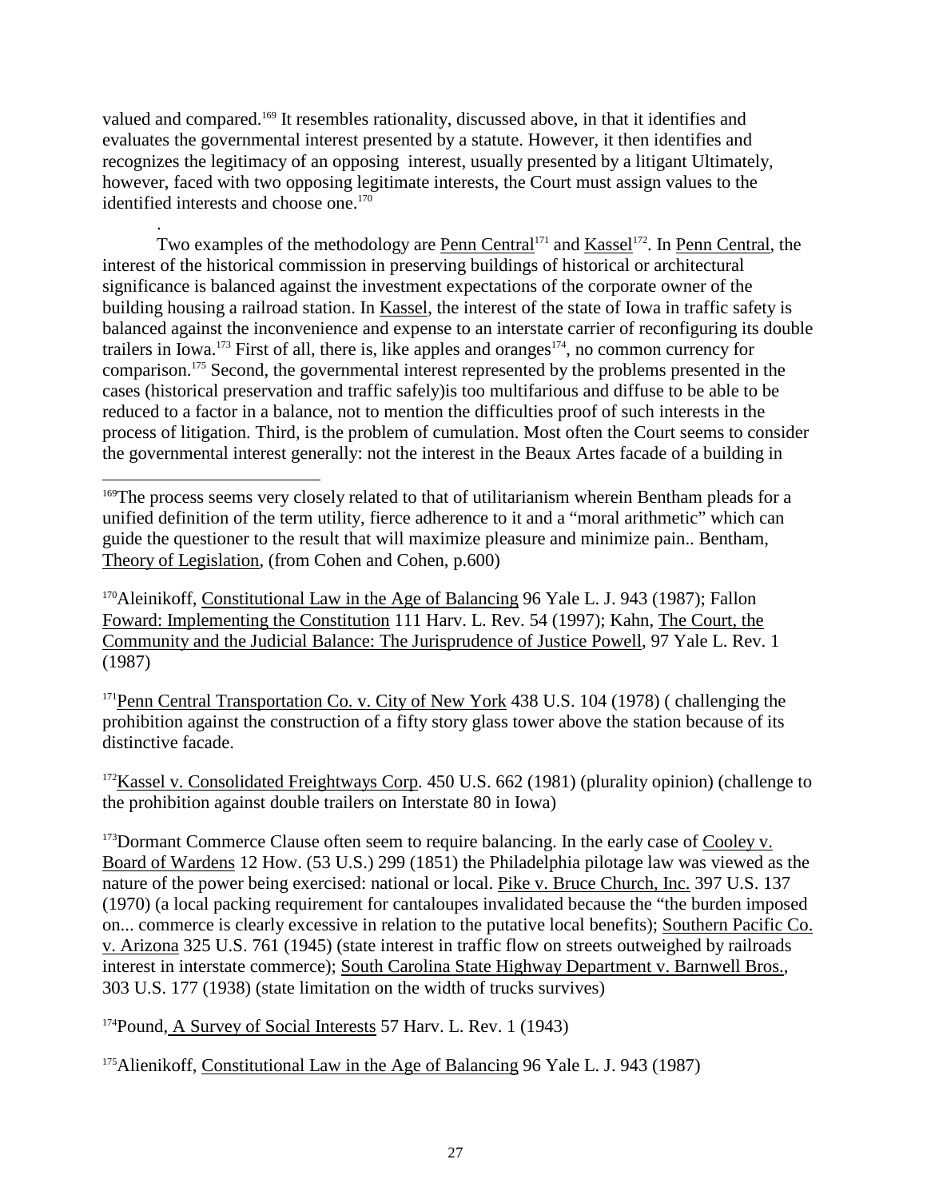valued and compared.[169] It resembles rationality, discussed above, in that it identifies and evaluates the governmental interest presented by a statute. However, it then identifies and recognizes the legitimacy of an opposing interest, usually presented by a litigant Ultimately, however, faced with two opposing legitimate interests, the Court must assign values to the identified interests and choose one.[170]

.

Two examples of the methodology are Penn Central[171] and Kassel[172]. In Penn Central, the interest of the historical commission in preserving buildings of historical or architectural significance is balanced against the investment expectations of the corporate owner of the building housing a railroad station. In Kassel, the interest of the state of Iowa in traffic safety is balanced against the inconvenience and expense to an interstate carrier of reconfiguring its double trailers in Iowa.[173] First of all, there is, like apples and oranges[174], no common currency for comparison.[175] Second, the governmental interest represented by the problems presented in the cases (historical preservation and traffic safely)is too multifarious and diffuse to be able to be reduced to a factor in a balance, not to mention the difficulties proof of such interests in the process of litigation. Third, is the problem of cumulation. Most often the Court seems to consider the governmental interest generally: not the interest in the Beaux Artes facade of a building in

---

[169]The process seems very closely related to that of utilitarianism wherein Bentham pleads for a unified definition of the term utility, fierce adherence to it and a "moral arithmetic" which can guide the questioner to the result that will maximize pleasure and minimize pain.. Bentham, Theory of Legislation, (from Cohen and Cohen, p.600)

[170]Aleinikoff, Constitutional Law in the Age of Balancing 96 Yale L. J. 943 (1987); Fallon Foward: Implementing the Constitution 111 Harv. L. Rev. 54 (1997); Kahn, The Court, the Community and the Judicial Balance: The Jurisprudence of Justice Powell, 97 Yale L. Rev. 1 (1987)

[171]Penn Central Transportation Co. v. City of New York 438 U.S. 104 (1978) ( challenging the prohibition against the construction of a fifty story glass tower above the station because of its distinctive facade.

[172]Kassel v. Consolidated Freightways Corp. 450 U.S. 662 (1981) (plurality opinion) (challenge to the prohibition against double trailers on Interstate 80 in Iowa)

[173]Dormant Commerce Clause often seem to require balancing. In the early case of Cooley v. Board of Wardens 12 How. (53 U.S.) 299 (1851) the Philadelphia pilotage law was viewed as the nature of the power being exercised: national or local. Pike v. Bruce Church, Inc. 397 U.S. 137 (1970) (a local packing requirement for cantaloupes invalidated because the "the burden imposed on... commerce is clearly excessive in relation to the putative local benefits); Southern Pacific Co. v. Arizona 325 U.S. 761 (1945) (state interest in traffic flow on streets outweighed by railroads interest in interstate commerce); South Carolina State Highway Department v. Barnwell Bros., 303 U.S. 177 (1938) (state limitation on the width of trucks survives)

[174]Pound, A Survey of Social Interests 57 Harv. L. Rev. 1 (1943)

[175]Alienikoff, Constitutional Law in the Age of Balancing 96 Yale L. J. 943 (1987)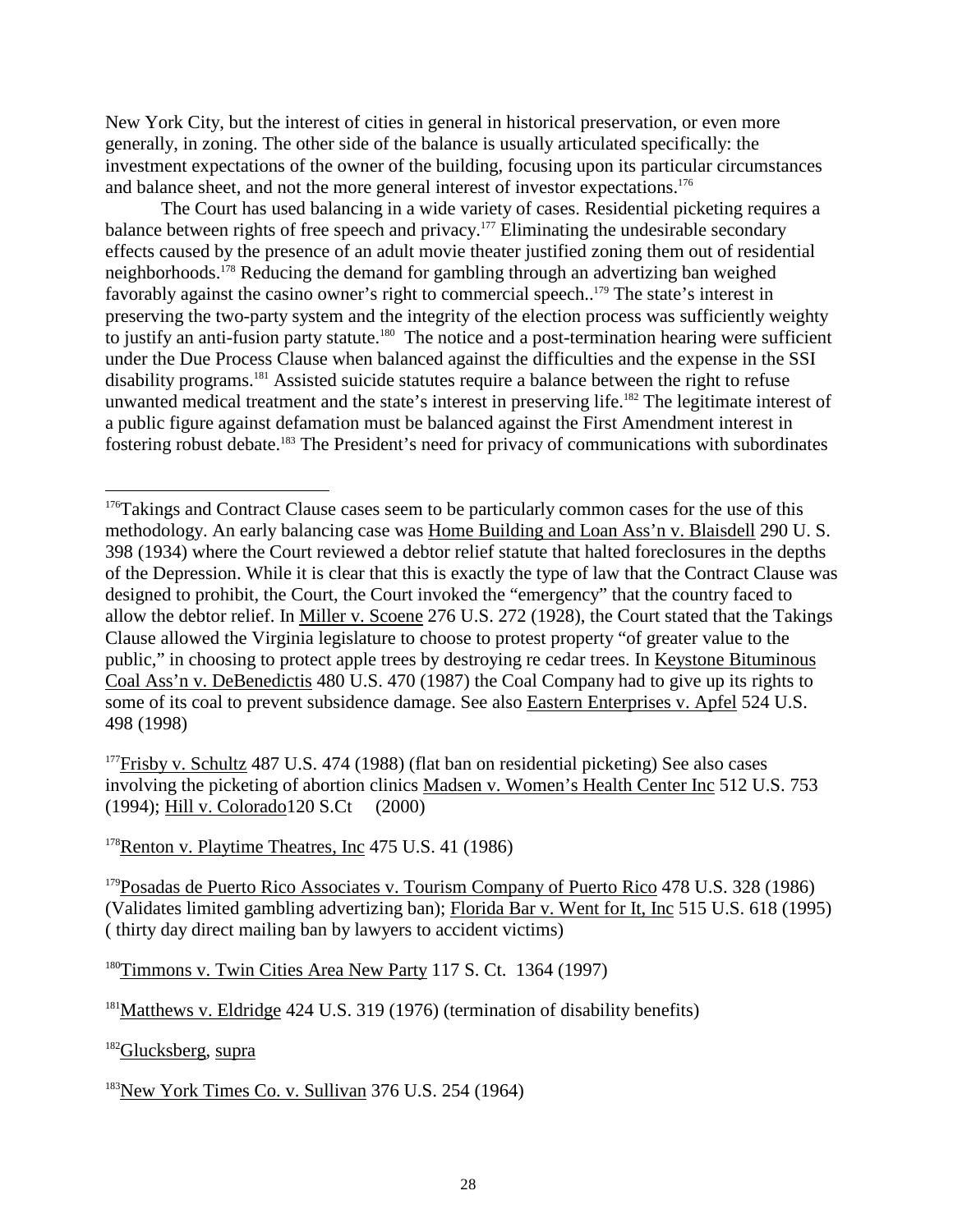New York City, but the interest of cities in general in historical preservation, or even more generally, in zoning. The other side of the balance is usually articulated specifically: the investment expectations of the owner of the building, focusing upon its particular circumstances and balance sheet, and not the more general interest of investor expectations.[176]

The Court has used balancing in a wide variety of cases. Residential picketing requires a balance between rights of free speech and privacy.[177] Eliminating the undesirable secondary effects caused by the presence of an adult movie theater justified zoning them out of residential neighborhoods.[178] Reducing the demand for gambling through an advertizing ban weighed favorably against the casino owner's right to commercial speech..[179] The state's interest in preserving the two-party system and the integrity of the election process was sufficiently weighty to justify an anti-fusion party statute.[180] The notice and a post-termination hearing were sufficient under the Due Process Clause when balanced against the difficulties and the expense in the SSI disability programs.[181] Assisted suicide statutes require a balance between the right to refuse unwanted medical treatment and the state's interest in preserving life.[182] The legitimate interest of a public figure against defamation must be balanced against the First Amendment interest in fostering robust debate.[183] The President's need for privacy of communications with subordinates

---

[176] Takings and Contract Clause cases seem to be particularly common cases for the use of this methodology. An early balancing case was Home Building and Loan Ass'n v. Blaisdell 290 U. S. 398 (1934) where the Court reviewed a debtor relief statute that halted foreclosures in the depths of the Depression. While it is clear that this is exactly the type of law that the Contract Clause was designed to prohibit, the Court, the Court invoked the "emergency" that the country faced to allow the debtor relief. In Miller v. Scoene 276 U.S. 272 (1928), the Court stated that the Takings Clause allowed the Virginia legislature to choose to protest property "of greater value to the public," in choosing to protect apple trees by destroying re cedar trees. In Keystone Bituminous Coal Ass'n v. DeBenedictis 480 U.S. 470 (1987) the Coal Company had to give up its rights to some of its coal to prevent subsidence damage. See also Eastern Enterprises v. Apfel 524 U.S. 498 (1998)

[177] Frisby v. Schultz 487 U.S. 474 (1988) (flat ban on residential picketing) See also cases involving the picketing of abortion clinics Madsen v. Women's Health Center Inc 512 U.S. 753 (1994); Hill v. Colorado120 S.Ct (2000)

[178] Renton v. Playtime Theatres, Inc 475 U.S. 41 (1986)

[179] Posadas de Puerto Rico Associates v. Tourism Company of Puerto Rico 478 U.S. 328 (1986) (Validates limited gambling advertizing ban); Florida Bar v. Went for It, Inc 515 U.S. 618 (1995) ( thirty day direct mailing ban by lawyers to accident victims)

[180] Timmons v. Twin Cities Area New Party 117 S. Ct. 1364 (1997)

[181] Matthews v. Eldridge 424 U.S. 319 (1976) (termination of disability benefits)

[182] Glucksberg, supra

[183] New York Times Co. v. Sullivan 376 U.S. 254 (1964)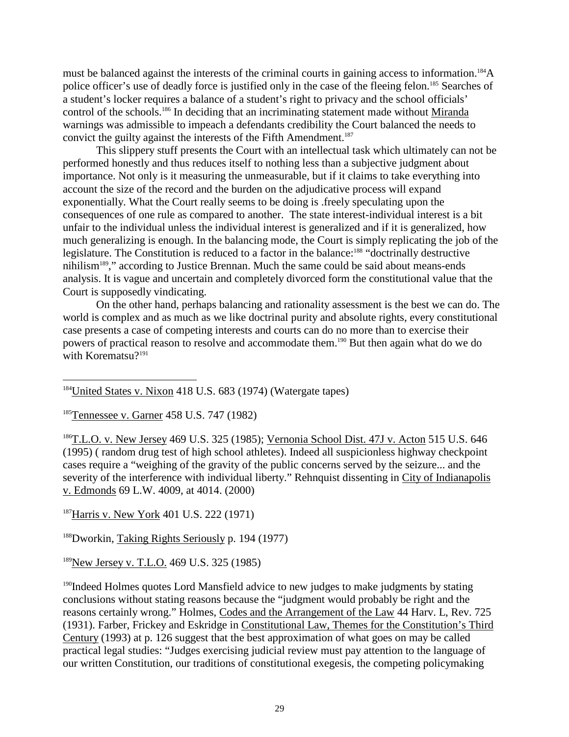must be balanced against the interests of the criminal courts in gaining access to information.[184]A police officer's use of deadly force is justified only in the case of the fleeing felon.[185] Searches of a student's locker requires a balance of a student's right to privacy and the school officials' control of the schools.[186] In deciding that an incriminating statement made without Miranda warnings was admissible to impeach a defendants credibility the Court balanced the needs to convict the guilty against the interests of the Fifth Amendment.[187]

This slippery stuff presents the Court with an intellectual task which ultimately can not be performed honestly and thus reduces itself to nothing less than a subjective judgment about importance. Not only is it measuring the unmeasurable, but if it claims to take everything into account the size of the record and the burden on the adjudicative process will expand exponentially. What the Court really seems to be doing is .freely speculating upon the consequences of one rule as compared to another. The state interest-individual interest is a bit unfair to the individual unless the individual interest is generalized and if it is generalized, how much generalizing is enough. In the balancing mode, the Court is simply replicating the job of the legislature. The Constitution is reduced to a factor in the balance:[188] "doctrinally destructive nihilism[189]," according to Justice Brennan. Much the same could be said about means-ends analysis. It is vague and uncertain and completely divorced form the constitutional value that the Court is supposedly vindicating.

On the other hand, perhaps balancing and rationality assessment is the best we can do. The world is complex and as much as we like doctrinal purity and absolute rights, every constitutional case presents a case of competing interests and courts can do no more than to exercise their powers of practical reason to resolve and accommodate them.[190] But then again what do we do with Korematsu?[191]

---

[184]United States v. Nixon 418 U.S. 683 (1974) (Watergate tapes)

[185]Tennessee v. Garner 458 U.S. 747 (1982)

[186]T.L.O. v. New Jersey 469 U.S. 325 (1985); Vernonia School Dist. 47J v. Acton 515 U.S. 646 (1995) ( random drug test of high school athletes). Indeed all suspicionless highway checkpoint cases require a "weighing of the gravity of the public concerns served by the seizure... and the severity of the interference with individual liberty." Rehnquist dissenting in City of Indianapolis v. Edmonds 69 L.W. 4009, at 4014. (2000)

[187]Harris v. New York 401 U.S. 222 (1971)

[188]Dworkin, Taking Rights Seriously p. 194 (1977)

[189]New Jersey v. T.L.O. 469 U.S. 325 (1985)

[190]Indeed Holmes quotes Lord Mansfield advice to new judges to make judgments by stating conclusions without stating reasons because the "judgment would probably be right and the reasons certainly wrong." Holmes, Codes and the Arrangement of the Law 44 Harv. L, Rev. 725 (1931). Farber, Frickey and Eskridge in Constitutional Law, Themes for the Constitution's Third Century (1993) at p. 126 suggest that the best approximation of what goes on may be called practical legal studies: "Judges exercising judicial review must pay attention to the language of our written Constitution, our traditions of constitutional exegesis, the competing policymaking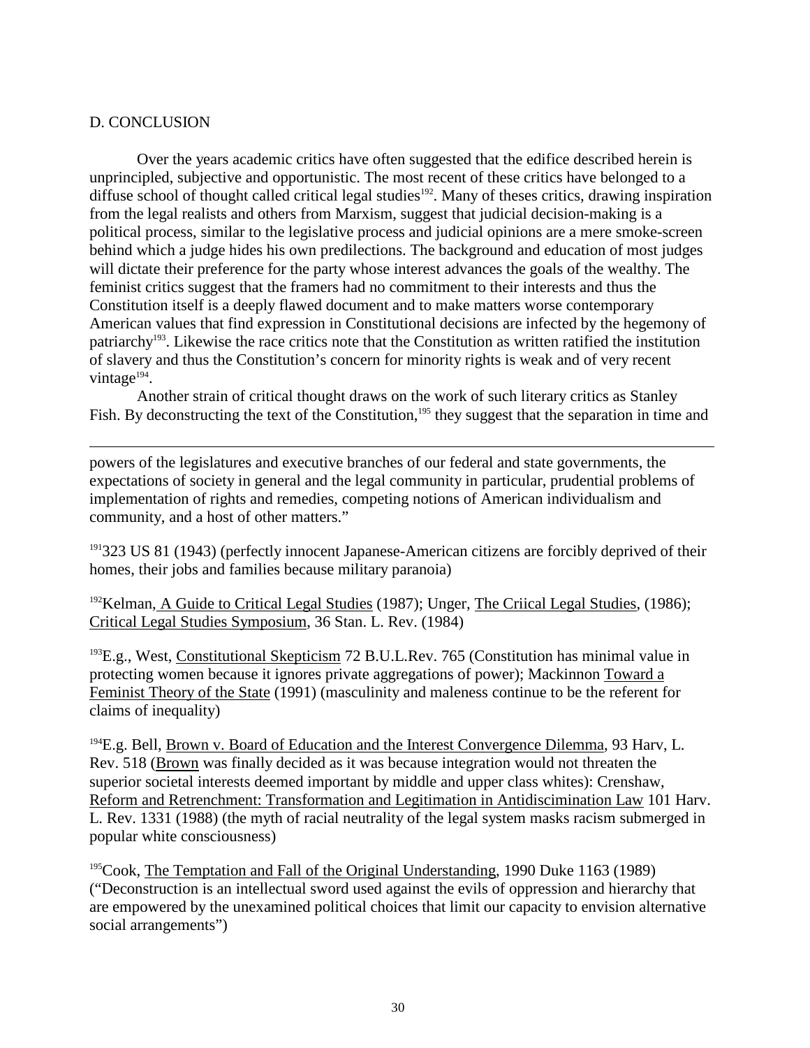## D. CONCLUSION

Over the years academic critics have often suggested that the edifice described herein is unprincipled, subjective and opportunistic. The most recent of these critics have belonged to a diffuse school of thought called critical legal studies[192]. Many of theses critics, drawing inspiration from the legal realists and others from Marxism, suggest that judicial decision-making is a political process, similar to the legislative process and judicial opinions are a mere smoke-screen behind which a judge hides his own predilections. The background and education of most judges will dictate their preference for the party whose interest advances the goals of the wealthy. The feminist critics suggest that the framers had no commitment to their interests and thus the Constitution itself is a deeply flawed document and to make matters worse contemporary American values that find expression in Constitutional decisions are infected by the hegemony of patriarchy[193]. Likewise the race critics note that the Constitution as written ratified the institution of slavery and thus the Constitution's concern for minority rights is weak and of very recent vintage[194].

Another strain of critical thought draws on the work of such literary critics as Stanley Fish. By deconstructing the text of the Constitution,[195] they suggest that the separation in time and

---

powers of the legislatures and executive branches of our federal and state governments, the expectations of society in general and the legal community in particular, prudential problems of implementation of rights and remedies, competing notions of American individualism and community, and a host of other matters."

[191] 323 US 81 (1943) (perfectly innocent Japanese-American citizens are forcibly deprived of their homes, their jobs and families because military paranoia)

[192] Kelman, A Guide to Critical Legal Studies (1987); Unger, The Criical Legal Studies, (1986); Critical Legal Studies Symposium, 36 Stan. L. Rev. (1984)

[193] E.g., West, Constitutional Skepticism 72 B.U.L.Rev. 765 (Constitution has minimal value in protecting women because it ignores private aggregations of power); Mackinnon Toward a Feminist Theory of the State (1991) (masculinity and maleness continue to be the referent for claims of inequality)

[194] E.g. Bell, Brown v. Board of Education and the Interest Convergence Dilemma, 93 Harv, L. Rev. 518 (Brown was finally decided as it was because integration would not threaten the superior societal interests deemed important by middle and upper class whites): Crenshaw, Reform and Retrenchment: Transformation and Legitimation in Antidiscrimination Law 101 Harv. L. Rev. 1331 (1988) (the myth of racial neutrality of the legal system masks racism submerged in popular white consciousness)

[195] Cook, The Temptation and Fall of the Original Understanding, 1990 Duke 1163 (1989) ("Deconstruction is an intellectual sword used against the evils of oppression and hierarchy that are empowered by the unexamined political choices that limit our capacity to envision alternative social arrangements")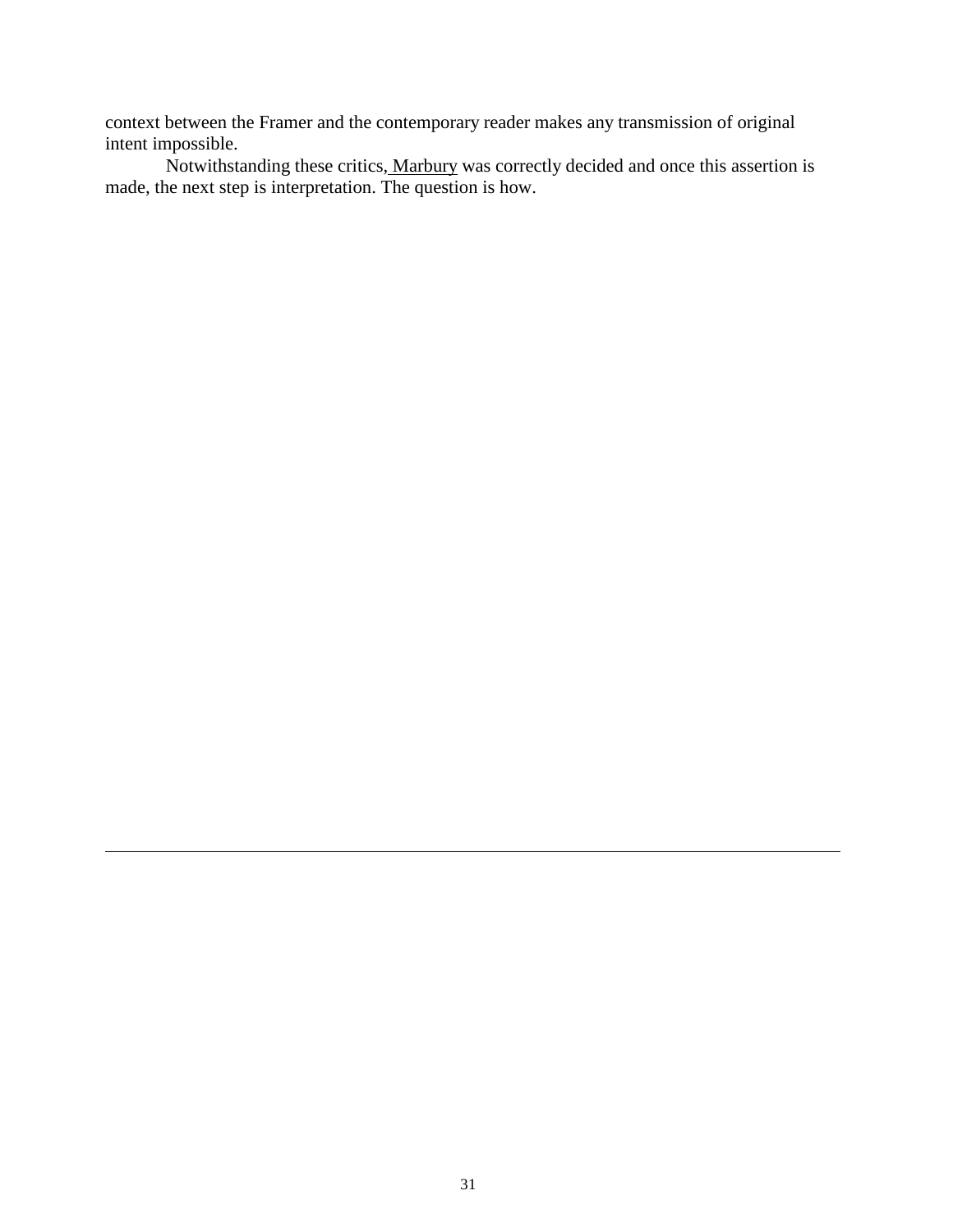context between the Framer and the contemporary reader makes any transmission of original intent impossible.

Notwithstanding these critics, Marbury was correctly decided and once this assertion is made, the next step is interpretation. The question is how.